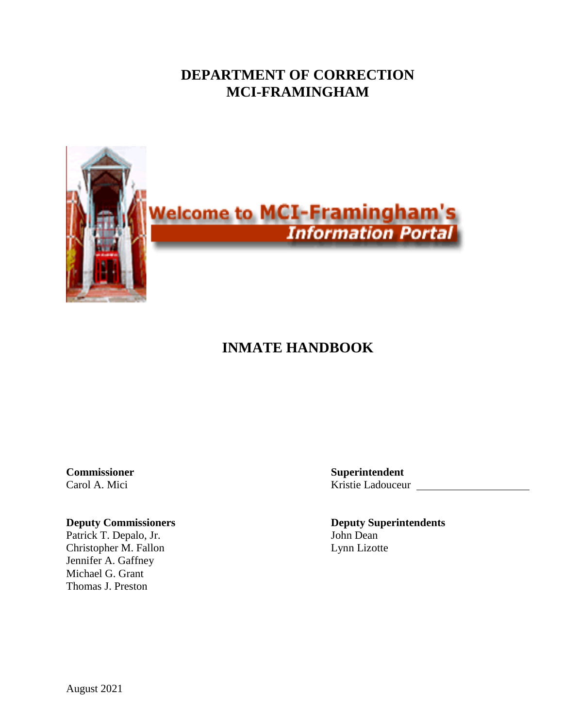# DEPARTMENT OF CORRECTION
# MCI-FRAMINGHAM

Welcome to MCI-Framingham's
*Information Portal*

## INMATE HANDBOOK

**Commissioner**
Carol A. Mici

**Deputy Commissioners**
Patrick T. Depalo, Jr.
Christopher M. Fallon
Jennifer A. Gaffney
Michael G. Grant
Thomas J. Preston

**Superintendent**
Kristie Ladouceur

**Deputy Superintendents**
John Dean
Lynn Lizotte

August 2021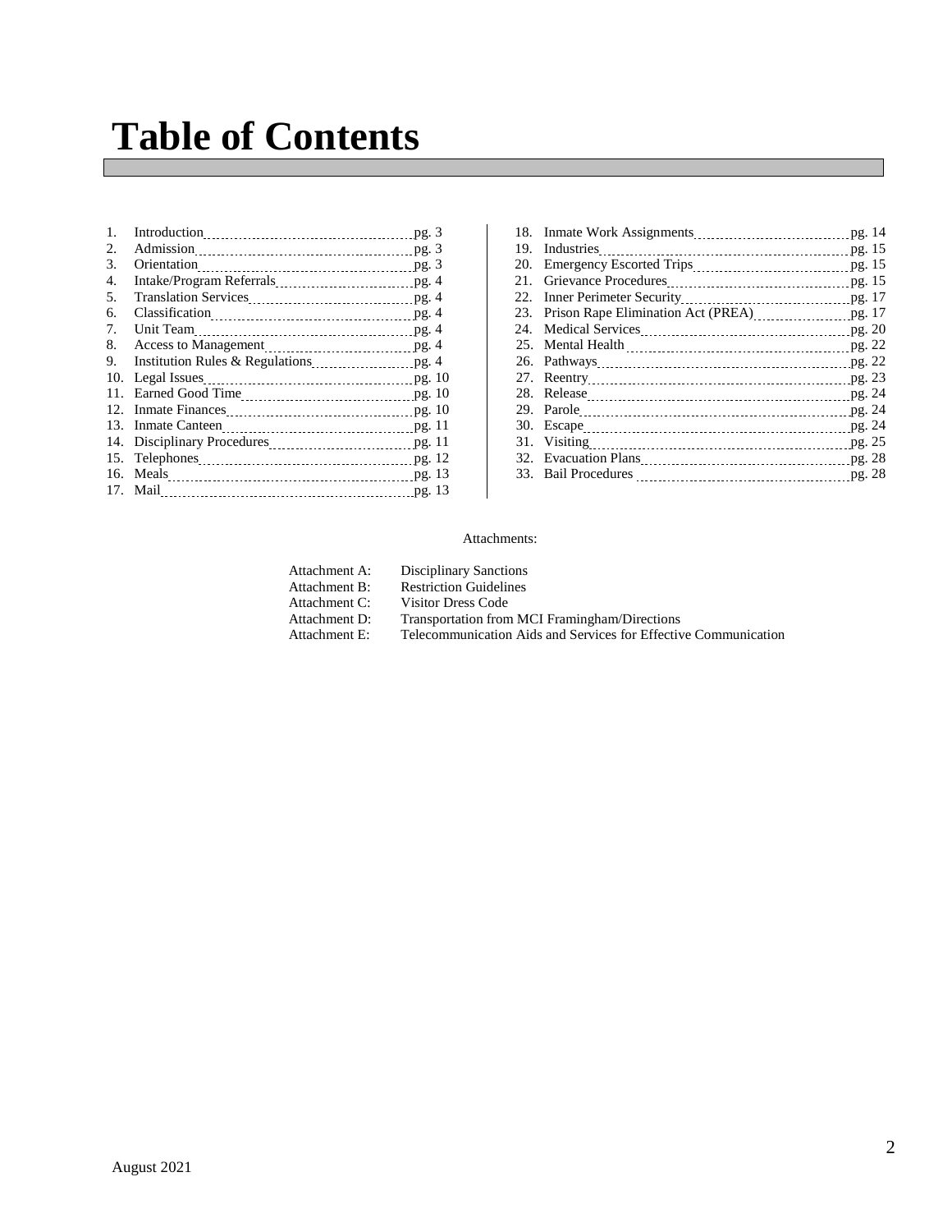# Table of Contents

1. Introduction ........ pg. 3
2. Admission ........ pg. 3
3. Orientation ........ pg. 3
4. Intake/Program Referrals ........ pg. 4
5. Translation Services ........ pg. 4
6. Classification ........ pg. 4
7. Unit Team ........ pg. 4
8. Access to Management ........ pg. 4
9. Institution Rules & Regulations ........ pg. 4
10. Legal Issues ........ pg. 10
11. Earned Good Time ........ pg. 10
12. Inmate Finances ........ pg. 10
13. Inmate Canteen ........ pg. 11
14. Disciplinary Procedures ........ pg. 11
15. Telephones ........ pg. 12
16. Meals ........ pg. 13
17. Mail ........ pg. 13
18. Inmate Work Assignments ........ pg. 14
19. Industries ........ pg. 15
20. Emergency Escorted Trips ........ pg. 15
21. Grievance Procedures ........ pg. 15
22. Inner Perimeter Security ........ pg. 17
23. Prison Rape Elimination Act (PREA) ........ pg. 17
24. Medical Services ........ pg. 20
25. Mental Health ........ pg. 22
26. Pathways ........ pg. 22
27. Reentry ........ pg. 23
28. Release ........ pg. 24
29. Parole ........ pg. 24
30. Escape ........ pg. 24
31. Visiting ........ pg. 25
32. Evacuation Plans ........ pg. 28
33. Bail Procedures ........ pg. 28

Attachments:

| | |
|---|---|
| Attachment A: | Disciplinary Sanctions |
| Attachment B: | Restriction Guidelines |
| Attachment C: | Visitor Dress Code |
| Attachment D: | Transportation from MCI Framingham/Directions |
| Attachment E: | Telecommunication Aids and Services for Effective Communication |

August 2021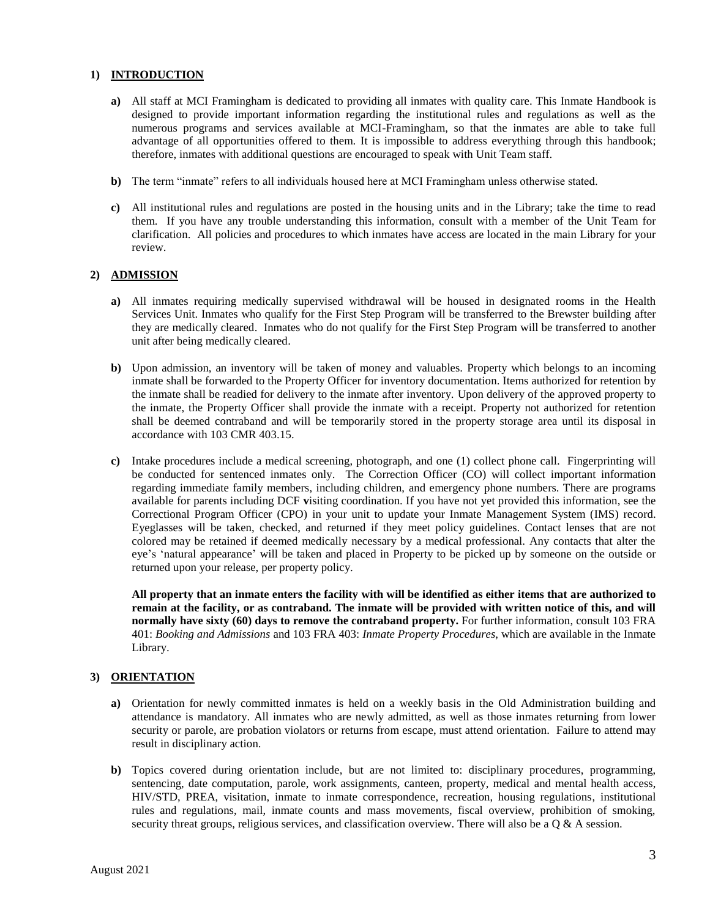## 1) INTRODUCTION

**a)** All staff at MCI Framingham is dedicated to providing all inmates with quality care. This Inmate Handbook is designed to provide important information regarding the institutional rules and regulations as well as the numerous programs and services available at MCI-Framingham, so that the inmates are able to take full advantage of all opportunities offered to them. It is impossible to address everything through this handbook; therefore, inmates with additional questions are encouraged to speak with Unit Team staff.

**b)** The term "inmate" refers to all individuals housed here at MCI Framingham unless otherwise stated.

**c)** All institutional rules and regulations are posted in the housing units and in the Library; take the time to read them. If you have any trouble understanding this information, consult with a member of the Unit Team for clarification. All policies and procedures to which inmates have access are located in the main Library for your review.

## 2) ADMISSION

**a)** All inmates requiring medically supervised withdrawal will be housed in designated rooms in the Health Services Unit. Inmates who qualify for the First Step Program will be transferred to the Brewster building after they are medically cleared. Inmates who do not qualify for the First Step Program will be transferred to another unit after being medically cleared.

**b)** Upon admission, an inventory will be taken of money and valuables. Property which belongs to an incoming inmate shall be forwarded to the Property Officer for inventory documentation. Items authorized for retention by the inmate shall be readied for delivery to the inmate after inventory. Upon delivery of the approved property to the inmate, the Property Officer shall provide the inmate with a receipt. Property not authorized for retention shall be deemed contraband and will be temporarily stored in the property storage area until its disposal in accordance with 103 CMR 403.15.

**c)** Intake procedures include a medical screening, photograph, and one (1) collect phone call. Fingerprinting will be conducted for sentenced inmates only. The Correction Officer (CO) will collect important information regarding immediate family members, including children, and emergency phone numbers. There are programs available for parents including DCF visiting coordination. If you have not yet provided this information, see the Correctional Program Officer (CPO) in your unit to update your Inmate Management System (IMS) record. Eyeglasses will be taken, checked, and returned if they meet policy guidelines. Contact lenses that are not colored may be retained if deemed medically necessary by a medical professional. Any contacts that alter the eye's 'natural appearance' will be taken and placed in Property to be picked up by someone on the outside or returned upon your release, per property policy.

**All property that an inmate enters the facility with will be identified as either items that are authorized to remain at the facility, or as contraband. The inmate will be provided with written notice of this, and will normally have sixty (60) days to remove the contraband property.** For further information, consult 103 FRA 401: *Booking and Admissions* and 103 FRA 403: *Inmate Property Procedures*, which are available in the Inmate Library.

## 3) ORIENTATION

**a)** Orientation for newly committed inmates is held on a weekly basis in the Old Administration building and attendance is mandatory. All inmates who are newly admitted, as well as those inmates returning from lower security or parole, are probation violators or returns from escape, must attend orientation. Failure to attend may result in disciplinary action.

**b)** Topics covered during orientation include, but are not limited to: disciplinary procedures, programming, sentencing, date computation, parole, work assignments, canteen, property, medical and mental health access, HIV/STD, PREA, visitation, inmate to inmate correspondence, recreation, housing regulations, institutional rules and regulations, mail, inmate counts and mass movements, fiscal overview, prohibition of smoking, security threat groups, religious services, and classification overview. There will also be a Q & A session.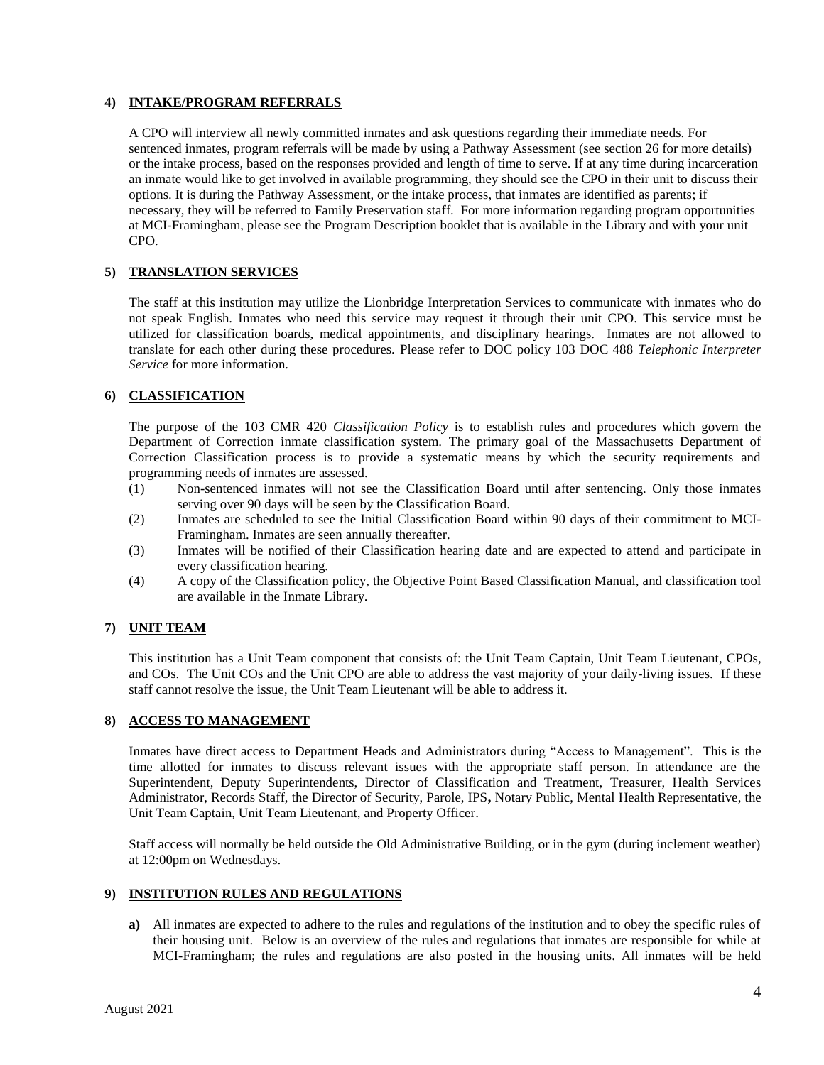### 4) INTAKE/PROGRAM REFERRALS

A CPO will interview all newly committed inmates and ask questions regarding their immediate needs. For sentenced inmates, program referrals will be made by using a Pathway Assessment (see section 26 for more details) or the intake process, based on the responses provided and length of time to serve. If at any time during incarceration an inmate would like to get involved in available programming, they should see the CPO in their unit to discuss their options. It is during the Pathway Assessment, or the intake process, that inmates are identified as parents; if necessary, they will be referred to Family Preservation staff. For more information regarding program opportunities at MCI-Framingham, please see the Program Description booklet that is available in the Library and with your unit CPO.

### 5) TRANSLATION SERVICES

The staff at this institution may utilize the Lionbridge Interpretation Services to communicate with inmates who do not speak English. Inmates who need this service may request it through their unit CPO. This service must be utilized for classification boards, medical appointments, and disciplinary hearings. Inmates are not allowed to translate for each other during these procedures. Please refer to DOC policy 103 DOC 488 *Telephonic Interpreter Service* for more information.

### 6) CLASSIFICATION

The purpose of the 103 CMR 420 *Classification Policy* is to establish rules and procedures which govern the Department of Correction inmate classification system. The primary goal of the Massachusetts Department of Correction Classification process is to provide a systematic means by which the security requirements and programming needs of inmates are assessed.

(1) Non-sentenced inmates will not see the Classification Board until after sentencing. Only those inmates serving over 90 days will be seen by the Classification Board.
(2) Inmates are scheduled to see the Initial Classification Board within 90 days of their commitment to MCI-Framingham. Inmates are seen annually thereafter.
(3) Inmates will be notified of their Classification hearing date and are expected to attend and participate in every classification hearing.
(4) A copy of the Classification policy, the Objective Point Based Classification Manual, and classification tool are available in the Inmate Library.

### 7) UNIT TEAM

This institution has a Unit Team component that consists of: the Unit Team Captain, Unit Team Lieutenant, CPOs, and COs. The Unit COs and the Unit CPO are able to address the vast majority of your daily-living issues. If these staff cannot resolve the issue, the Unit Team Lieutenant will be able to address it.

### 8) ACCESS TO MANAGEMENT

Inmates have direct access to Department Heads and Administrators during "Access to Management". This is the time allotted for inmates to discuss relevant issues with the appropriate staff person. In attendance are the Superintendent, Deputy Superintendents, Director of Classification and Treatment, Treasurer, Health Services Administrator, Records Staff, the Director of Security, Parole, IPS**,** Notary Public, Mental Health Representative, the Unit Team Captain, Unit Team Lieutenant, and Property Officer.

Staff access will normally be held outside the Old Administrative Building, or in the gym (during inclement weather) at 12:00pm on Wednesdays.

### 9) INSTITUTION RULES AND REGULATIONS

**a)** All inmates are expected to adhere to the rules and regulations of the institution and to obey the specific rules of their housing unit. Below is an overview of the rules and regulations that inmates are responsible for while at MCI-Framingham; the rules and regulations are also posted in the housing units. All inmates will be held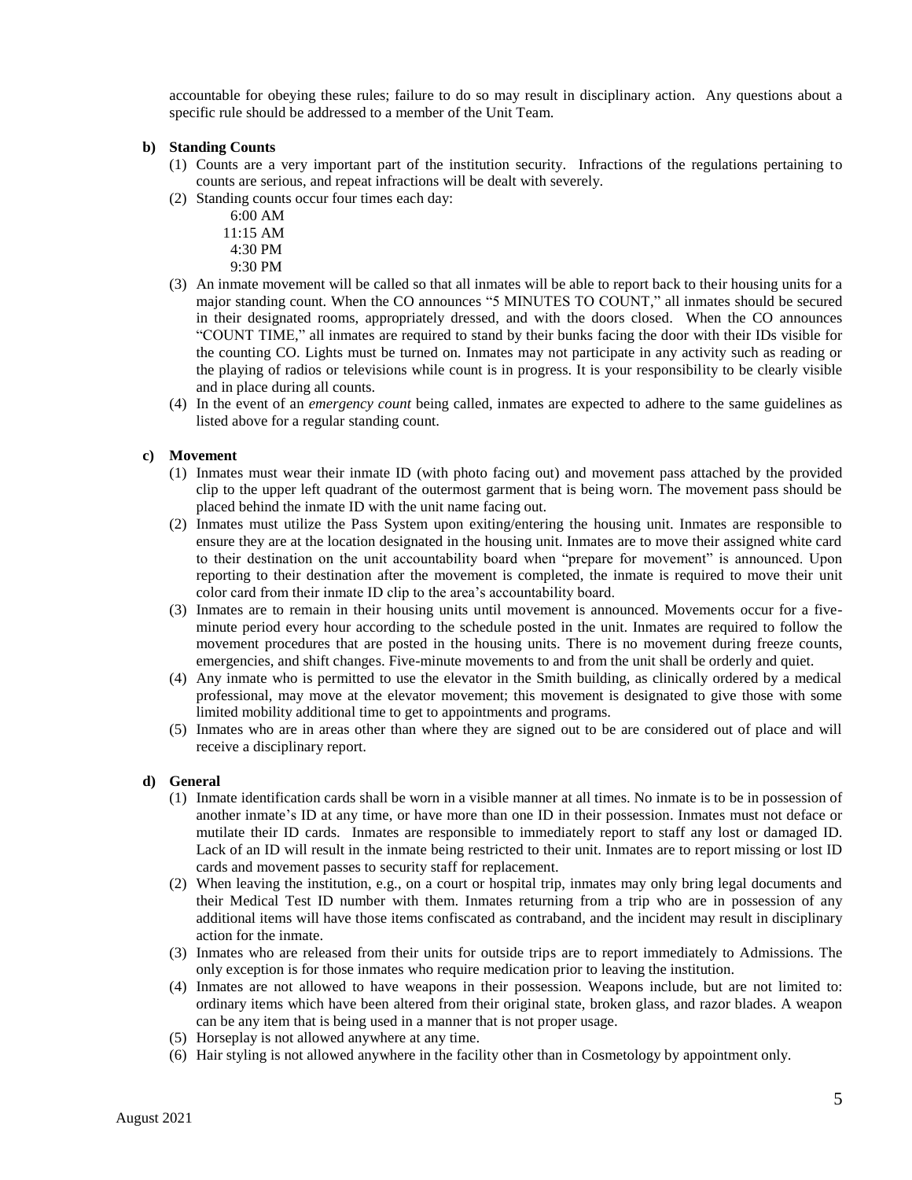accountable for obeying these rules; failure to do so may result in disciplinary action. Any questions about a specific rule should be addressed to a member of the Unit Team.

**b) Standing Counts**

(1) Counts are a very important part of the institution security. Infractions of the regulations pertaining to counts are serious, and repeat infractions will be dealt with severely.

(2) Standing counts occur four times each day:

6:00 AM
11:15 AM
4:30 PM
9:30 PM

(3) An inmate movement will be called so that all inmates will be able to report back to their housing units for a major standing count. When the CO announces "5 MINUTES TO COUNT," all inmates should be secured in their designated rooms, appropriately dressed, and with the doors closed. When the CO announces "COUNT TIME," all inmates are required to stand by their bunks facing the door with their IDs visible for the counting CO. Lights must be turned on. Inmates may not participate in any activity such as reading or the playing of radios or televisions while count is in progress. It is your responsibility to be clearly visible and in place during all counts.

(4) In the event of an *emergency count* being called, inmates are expected to adhere to the same guidelines as listed above for a regular standing count.

**c) Movement**

(1) Inmates must wear their inmate ID (with photo facing out) and movement pass attached by the provided clip to the upper left quadrant of the outermost garment that is being worn. The movement pass should be placed behind the inmate ID with the unit name facing out.

(2) Inmates must utilize the Pass System upon exiting/entering the housing unit. Inmates are responsible to ensure they are at the location designated in the housing unit. Inmates are to move their assigned white card to their destination on the unit accountability board when "prepare for movement" is announced. Upon reporting to their destination after the movement is completed, the inmate is required to move their unit color card from their inmate ID clip to the area's accountability board.

(3) Inmates are to remain in their housing units until movement is announced. Movements occur for a five-minute period every hour according to the schedule posted in the unit. Inmates are required to follow the movement procedures that are posted in the housing units. There is no movement during freeze counts, emergencies, and shift changes. Five-minute movements to and from the unit shall be orderly and quiet.

(4) Any inmate who is permitted to use the elevator in the Smith building, as clinically ordered by a medical professional, may move at the elevator movement; this movement is designated to give those with some limited mobility additional time to get to appointments and programs.

(5) Inmates who are in areas other than where they are signed out to be are considered out of place and will receive a disciplinary report.

**d) General**

(1) Inmate identification cards shall be worn in a visible manner at all times. No inmate is to be in possession of another inmate's ID at any time, or have more than one ID in their possession. Inmates must not deface or mutilate their ID cards. Inmates are responsible to immediately report to staff any lost or damaged ID. Lack of an ID will result in the inmate being restricted to their unit. Inmates are to report missing or lost ID cards and movement passes to security staff for replacement.

(2) When leaving the institution, e.g., on a court or hospital trip, inmates may only bring legal documents and their Medical Test ID number with them. Inmates returning from a trip who are in possession of any additional items will have those items confiscated as contraband, and the incident may result in disciplinary action for the inmate.

(3) Inmates who are released from their units for outside trips are to report immediately to Admissions. The only exception is for those inmates who require medication prior to leaving the institution.

(4) Inmates are not allowed to have weapons in their possession. Weapons include, but are not limited to: ordinary items which have been altered from their original state, broken glass, and razor blades. A weapon can be any item that is being used in a manner that is not proper usage.

(5) Horseplay is not allowed anywhere at any time.

(6) Hair styling is not allowed anywhere in the facility other than in Cosmetology by appointment only.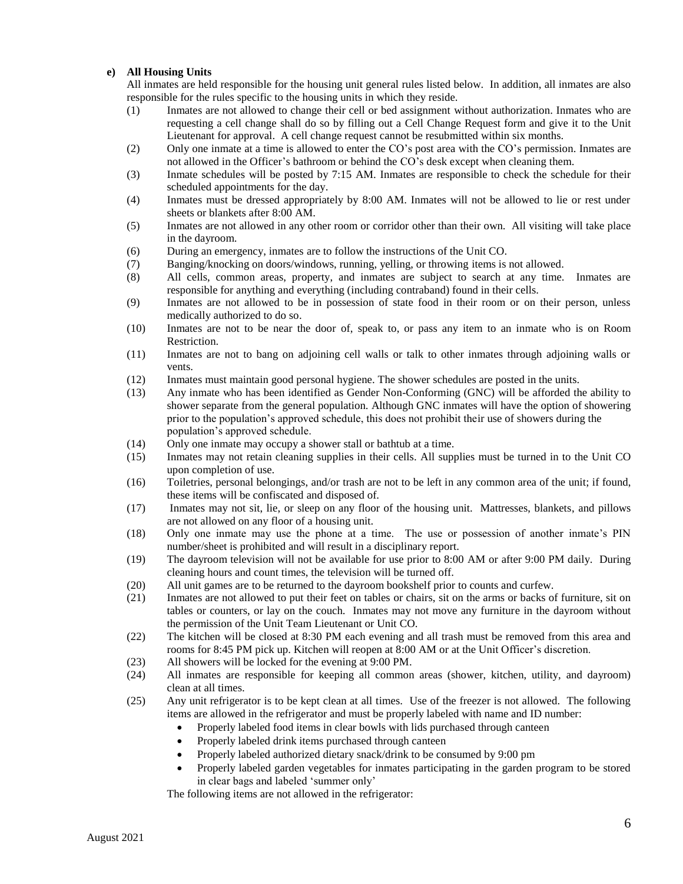**e) All Housing Units**

All inmates are held responsible for the housing unit general rules listed below. In addition, all inmates are also responsible for the rules specific to the housing units in which they reside.

(1) Inmates are not allowed to change their cell or bed assignment without authorization. Inmates who are requesting a cell change shall do so by filling out a Cell Change Request form and give it to the Unit Lieutenant for approval. A cell change request cannot be resubmitted within six months.

(2) Only one inmate at a time is allowed to enter the CO's post area with the CO's permission. Inmates are not allowed in the Officer's bathroom or behind the CO's desk except when cleaning them.

(3) Inmate schedules will be posted by 7:15 AM. Inmates are responsible to check the schedule for their scheduled appointments for the day.

(4) Inmates must be dressed appropriately by 8:00 AM. Inmates will not be allowed to lie or rest under sheets or blankets after 8:00 AM.

(5) Inmates are not allowed in any other room or corridor other than their own. All visiting will take place in the dayroom.

(6) During an emergency, inmates are to follow the instructions of the Unit CO.

(7) Banging/knocking on doors/windows, running, yelling, or throwing items is not allowed.

(8) All cells, common areas, property, and inmates are subject to search at any time. Inmates are responsible for anything and everything (including contraband) found in their cells.

(9) Inmates are not allowed to be in possession of state food in their room or on their person, unless medically authorized to do so.

(10) Inmates are not to be near the door of, speak to, or pass any item to an inmate who is on Room Restriction.

(11) Inmates are not to bang on adjoining cell walls or talk to other inmates through adjoining walls or vents.

(12) Inmates must maintain good personal hygiene. The shower schedules are posted in the units.

(13) Any inmate who has been identified as Gender Non-Conforming (GNC) will be afforded the ability to shower separate from the general population. Although GNC inmates will have the option of showering prior to the population's approved schedule, this does not prohibit their use of showers during the population's approved schedule.

(14) Only one inmate may occupy a shower stall or bathtub at a time.

(15) Inmates may not retain cleaning supplies in their cells. All supplies must be turned in to the Unit CO upon completion of use.

(16) Toiletries, personal belongings, and/or trash are not to be left in any common area of the unit; if found, these items will be confiscated and disposed of.

(17) Inmates may not sit, lie, or sleep on any floor of the housing unit. Mattresses, blankets, and pillows are not allowed on any floor of a housing unit.

(18) Only one inmate may use the phone at a time. The use or possession of another inmate's PIN number/sheet is prohibited and will result in a disciplinary report.

(19) The dayroom television will not be available for use prior to 8:00 AM or after 9:00 PM daily. During cleaning hours and count times, the television will be turned off.

(20) All unit games are to be returned to the dayroom bookshelf prior to counts and curfew.

(21) Inmates are not allowed to put their feet on tables or chairs, sit on the arms or backs of furniture, sit on tables or counters, or lay on the couch. Inmates may not move any furniture in the dayroom without the permission of the Unit Team Lieutenant or Unit CO.

(22) The kitchen will be closed at 8:30 PM each evening and all trash must be removed from this area and rooms for 8:45 PM pick up. Kitchen will reopen at 8:00 AM or at the Unit Officer's discretion.

(23) All showers will be locked for the evening at 9:00 PM.

(24) All inmates are responsible for keeping all common areas (shower, kitchen, utility, and dayroom) clean at all times.

(25) Any unit refrigerator is to be kept clean at all times. Use of the freezer is not allowed. The following items are allowed in the refrigerator and must be properly labeled with name and ID number:

- Properly labeled food items in clear bowls with lids purchased through canteen
- Properly labeled drink items purchased through canteen
- Properly labeled authorized dietary snack/drink to be consumed by 9:00 pm
- Properly labeled garden vegetables for inmates participating in the garden program to be stored in clear bags and labeled 'summer only'

The following items are not allowed in the refrigerator: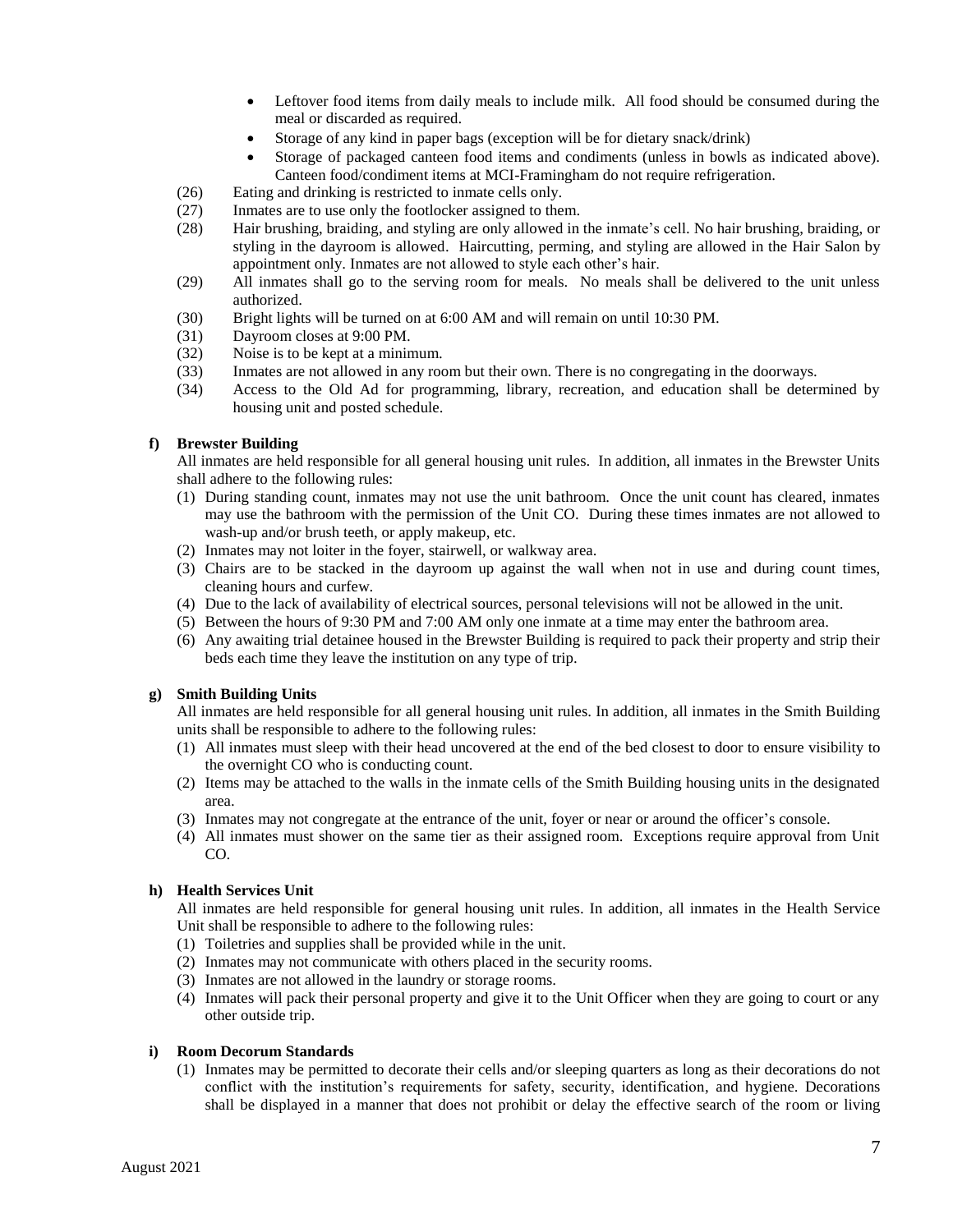- Leftover food items from daily meals to include milk. All food should be consumed during the meal or discarded as required.
- Storage of any kind in paper bags (exception will be for dietary snack/drink)
- Storage of packaged canteen food items and condiments (unless in bowls as indicated above). Canteen food/condiment items at MCI-Framingham do not require refrigeration.

(26) Eating and drinking is restricted to inmate cells only.

(27) Inmates are to use only the footlocker assigned to them.

(28) Hair brushing, braiding, and styling are only allowed in the inmate's cell. No hair brushing, braiding, or styling in the dayroom is allowed. Haircutting, perming, and styling are allowed in the Hair Salon by appointment only. Inmates are not allowed to style each other's hair.

(29) All inmates shall go to the serving room for meals. No meals shall be delivered to the unit unless authorized.

(30) Bright lights will be turned on at 6:00 AM and will remain on until 10:30 PM.

(31) Dayroom closes at 9:00 PM.

(32) Noise is to be kept at a minimum.

(33) Inmates are not allowed in any room but their own. There is no congregating in the doorways.

(34) Access to the Old Ad for programming, library, recreation, and education shall be determined by housing unit and posted schedule.

**f) Brewster Building**

All inmates are held responsible for all general housing unit rules. In addition, all inmates in the Brewster Units shall adhere to the following rules:

(1) During standing count, inmates may not use the unit bathroom. Once the unit count has cleared, inmates may use the bathroom with the permission of the Unit CO. During these times inmates are not allowed to wash-up and/or brush teeth, or apply makeup, etc.

(2) Inmates may not loiter in the foyer, stairwell, or walkway area.

(3) Chairs are to be stacked in the dayroom up against the wall when not in use and during count times, cleaning hours and curfew.

(4) Due to the lack of availability of electrical sources, personal televisions will not be allowed in the unit.

(5) Between the hours of 9:30 PM and 7:00 AM only one inmate at a time may enter the bathroom area.

(6) Any awaiting trial detainee housed in the Brewster Building is required to pack their property and strip their beds each time they leave the institution on any type of trip.

**g) Smith Building Units**

All inmates are held responsible for all general housing unit rules. In addition, all inmates in the Smith Building units shall be responsible to adhere to the following rules:

(1) All inmates must sleep with their head uncovered at the end of the bed closest to door to ensure visibility to the overnight CO who is conducting count.

(2) Items may be attached to the walls in the inmate cells of the Smith Building housing units in the designated area.

(3) Inmates may not congregate at the entrance of the unit, foyer or near or around the officer's console.

(4) All inmates must shower on the same tier as their assigned room. Exceptions require approval from Unit CO.

**h) Health Services Unit**

All inmates are held responsible for general housing unit rules. In addition, all inmates in the Health Service Unit shall be responsible to adhere to the following rules:

(1) Toiletries and supplies shall be provided while in the unit.

(2) Inmates may not communicate with others placed in the security rooms.

(3) Inmates are not allowed in the laundry or storage rooms.

(4) Inmates will pack their personal property and give it to the Unit Officer when they are going to court or any other outside trip.

**i) Room Decorum Standards**

(1) Inmates may be permitted to decorate their cells and/or sleeping quarters as long as their decorations do not conflict with the institution's requirements for safety, security, identification, and hygiene. Decorations shall be displayed in a manner that does not prohibit or delay the effective search of the room or living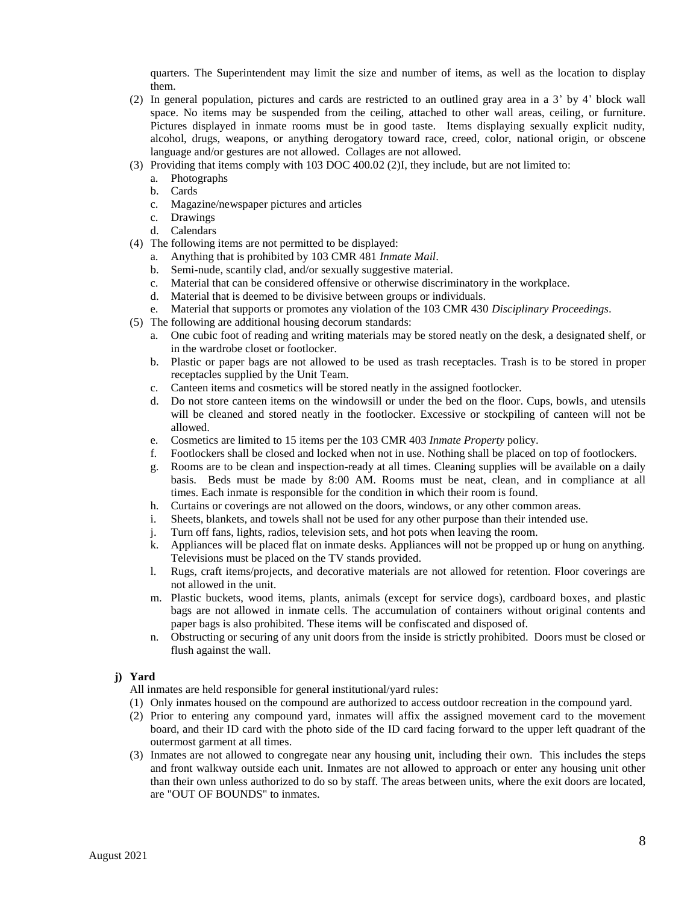quarters. The Superintendent may limit the size and number of items, as well as the location to display them.

(2) In general population, pictures and cards are restricted to an outlined gray area in a 3' by 4' block wall space. No items may be suspended from the ceiling, attached to other wall areas, ceiling, or furniture. Pictures displayed in inmate rooms must be in good taste. Items displaying sexually explicit nudity, alcohol, drugs, weapons, or anything derogatory toward race, creed, color, national origin, or obscene language and/or gestures are not allowed. Collages are not allowed.

(3) Providing that items comply with 103 DOC 400.02 (2)I, they include, but are not limited to:
   a. Photographs
   b. Cards
   c. Magazine/newspaper pictures and articles
   c. Drawings
   d. Calendars

(4) The following items are not permitted to be displayed:
   a. Anything that is prohibited by 103 CMR 481 *Inmate Mail*.
   b. Semi-nude, scantily clad, and/or sexually suggestive material.
   c. Material that can be considered offensive or otherwise discriminatory in the workplace.
   d. Material that is deemed to be divisive between groups or individuals.
   e. Material that supports or promotes any violation of the 103 CMR 430 *Disciplinary Proceedings*.

(5) The following are additional housing decorum standards:
   a. One cubic foot of reading and writing materials may be stored neatly on the desk, a designated shelf, or in the wardrobe closet or footlocker.
   b. Plastic or paper bags are not allowed to be used as trash receptacles. Trash is to be stored in proper receptacles supplied by the Unit Team.
   c. Canteen items and cosmetics will be stored neatly in the assigned footlocker.
   d. Do not store canteen items on the windowsill or under the bed on the floor. Cups, bowls, and utensils will be cleaned and stored neatly in the footlocker. Excessive or stockpiling of canteen will not be allowed.
   e. Cosmetics are limited to 15 items per the 103 CMR 403 *Inmate Property* policy.
   f. Footlockers shall be closed and locked when not in use. Nothing shall be placed on top of footlockers.
   g. Rooms are to be clean and inspection-ready at all times. Cleaning supplies will be available on a daily basis. Beds must be made by 8:00 AM. Rooms must be neat, clean, and in compliance at all times. Each inmate is responsible for the condition in which their room is found.
   h. Curtains or coverings are not allowed on the doors, windows, or any other common areas.
   i. Sheets, blankets, and towels shall not be used for any other purpose than their intended use.
   j. Turn off fans, lights, radios, television sets, and hot pots when leaving the room.
   k. Appliances will be placed flat on inmate desks. Appliances will not be propped up or hung on anything. Televisions must be placed on the TV stands provided.
   l. Rugs, craft items/projects, and decorative materials are not allowed for retention. Floor coverings are not allowed in the unit.
   m. Plastic buckets, wood items, plants, animals (except for service dogs), cardboard boxes, and plastic bags are not allowed in inmate cells. The accumulation of containers without original contents and paper bags is also prohibited. These items will be confiscated and disposed of.
   n. Obstructing or securing of any unit doors from the inside is strictly prohibited. Doors must be closed or flush against the wall.

**j) Yard**

All inmates are held responsible for general institutional/yard rules:

(1) Only inmates housed on the compound are authorized to access outdoor recreation in the compound yard.

(2) Prior to entering any compound yard, inmates will affix the assigned movement card to the movement board, and their ID card with the photo side of the ID card facing forward to the upper left quadrant of the outermost garment at all times.

(3) Inmates are not allowed to congregate near any housing unit, including their own. This includes the steps and front walkway outside each unit. Inmates are not allowed to approach or enter any housing unit other than their own unless authorized to do so by staff. The areas between units, where the exit doors are located, are "OUT OF BOUNDS" to inmates.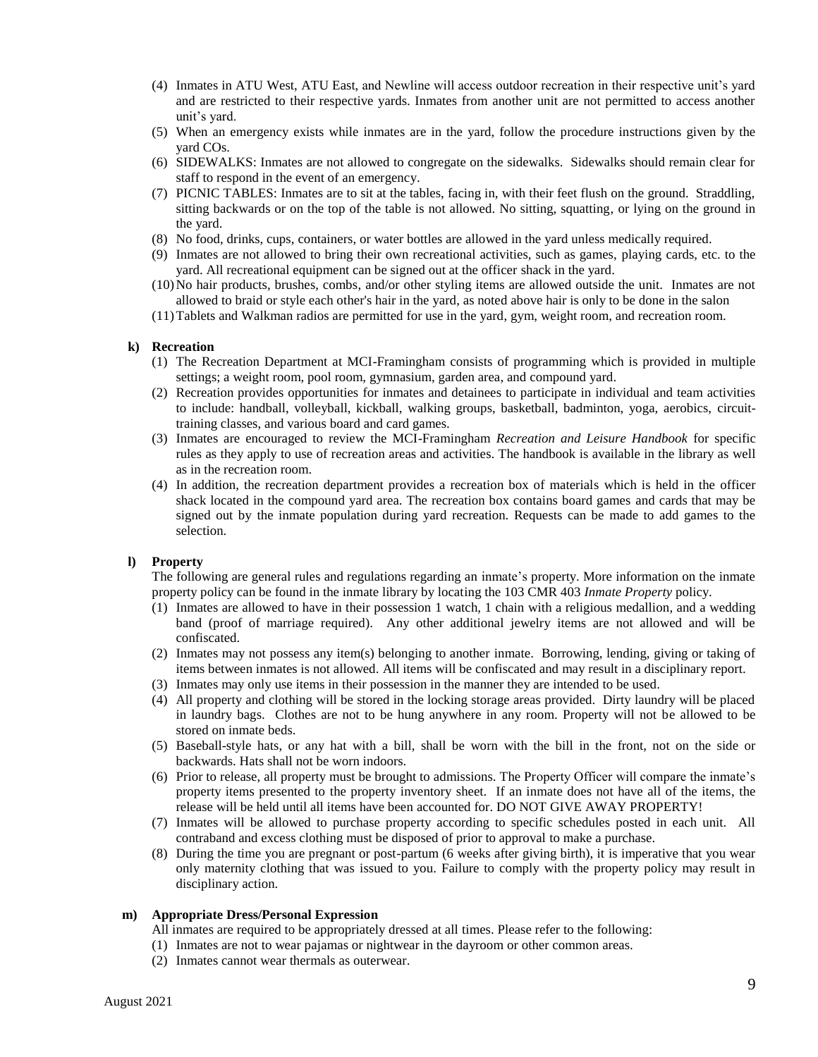(4) Inmates in ATU West, ATU East, and Newline will access outdoor recreation in their respective unit's yard and are restricted to their respective yards. Inmates from another unit are not permitted to access another unit's yard.

(5) When an emergency exists while inmates are in the yard, follow the procedure instructions given by the yard COs.

(6) SIDEWALKS: Inmates are not allowed to congregate on the sidewalks. Sidewalks should remain clear for staff to respond in the event of an emergency.

(7) PICNIC TABLES: Inmates are to sit at the tables, facing in, with their feet flush on the ground. Straddling, sitting backwards or on the top of the table is not allowed. No sitting, squatting, or lying on the ground in the yard.

(8) No food, drinks, cups, containers, or water bottles are allowed in the yard unless medically required.

(9) Inmates are not allowed to bring their own recreational activities, such as games, playing cards, etc. to the yard. All recreational equipment can be signed out at the officer shack in the yard.

(10) No hair products, brushes, combs, and/or other styling items are allowed outside the unit. Inmates are not allowed to braid or style each other's hair in the yard, as noted above hair is only to be done in the salon

(11) Tablets and Walkman radios are permitted for use in the yard, gym, weight room, and recreation room.

### k) Recreation

(1) The Recreation Department at MCI-Framingham consists of programming which is provided in multiple settings; a weight room, pool room, gymnasium, garden area, and compound yard.

(2) Recreation provides opportunities for inmates and detainees to participate in individual and team activities to include: handball, volleyball, kickball, walking groups, basketball, badminton, yoga, aerobics, circuit-training classes, and various board and card games.

(3) Inmates are encouraged to review the MCI-Framingham *Recreation and Leisure Handbook* for specific rules as they apply to use of recreation areas and activities. The handbook is available in the library as well as in the recreation room.

(4) In addition, the recreation department provides a recreation box of materials which is held in the officer shack located in the compound yard area. The recreation box contains board games and cards that may be signed out by the inmate population during yard recreation. Requests can be made to add games to the selection.

### l) Property

The following are general rules and regulations regarding an inmate's property. More information on the inmate property policy can be found in the inmate library by locating the 103 CMR 403 *Inmate Property* policy.

(1) Inmates are allowed to have in their possession 1 watch, 1 chain with a religious medallion, and a wedding band (proof of marriage required). Any other additional jewelry items are not allowed and will be confiscated.

(2) Inmates may not possess any item(s) belonging to another inmate. Borrowing, lending, giving or taking of items between inmates is not allowed. All items will be confiscated and may result in a disciplinary report.

(3) Inmates may only use items in their possession in the manner they are intended to be used.

(4) All property and clothing will be stored in the locking storage areas provided. Dirty laundry will be placed in laundry bags. Clothes are not to be hung anywhere in any room. Property will not be allowed to be stored on inmate beds.

(5) Baseball-style hats, or any hat with a bill, shall be worn with the bill in the front, not on the side or backwards. Hats shall not be worn indoors.

(6) Prior to release, all property must be brought to admissions. The Property Officer will compare the inmate's property items presented to the property inventory sheet. If an inmate does not have all of the items, the release will be held until all items have been accounted for. DO NOT GIVE AWAY PROPERTY!

(7) Inmates will be allowed to purchase property according to specific schedules posted in each unit. All contraband and excess clothing must be disposed of prior to approval to make a purchase.

(8) During the time you are pregnant or post-partum (6 weeks after giving birth), it is imperative that you wear only maternity clothing that was issued to you. Failure to comply with the property policy may result in disciplinary action.

### m) Appropriate Dress/Personal Expression

All inmates are required to be appropriately dressed at all times. Please refer to the following:

(1) Inmates are not to wear pajamas or nightwear in the dayroom or other common areas.

(2) Inmates cannot wear thermals as outerwear.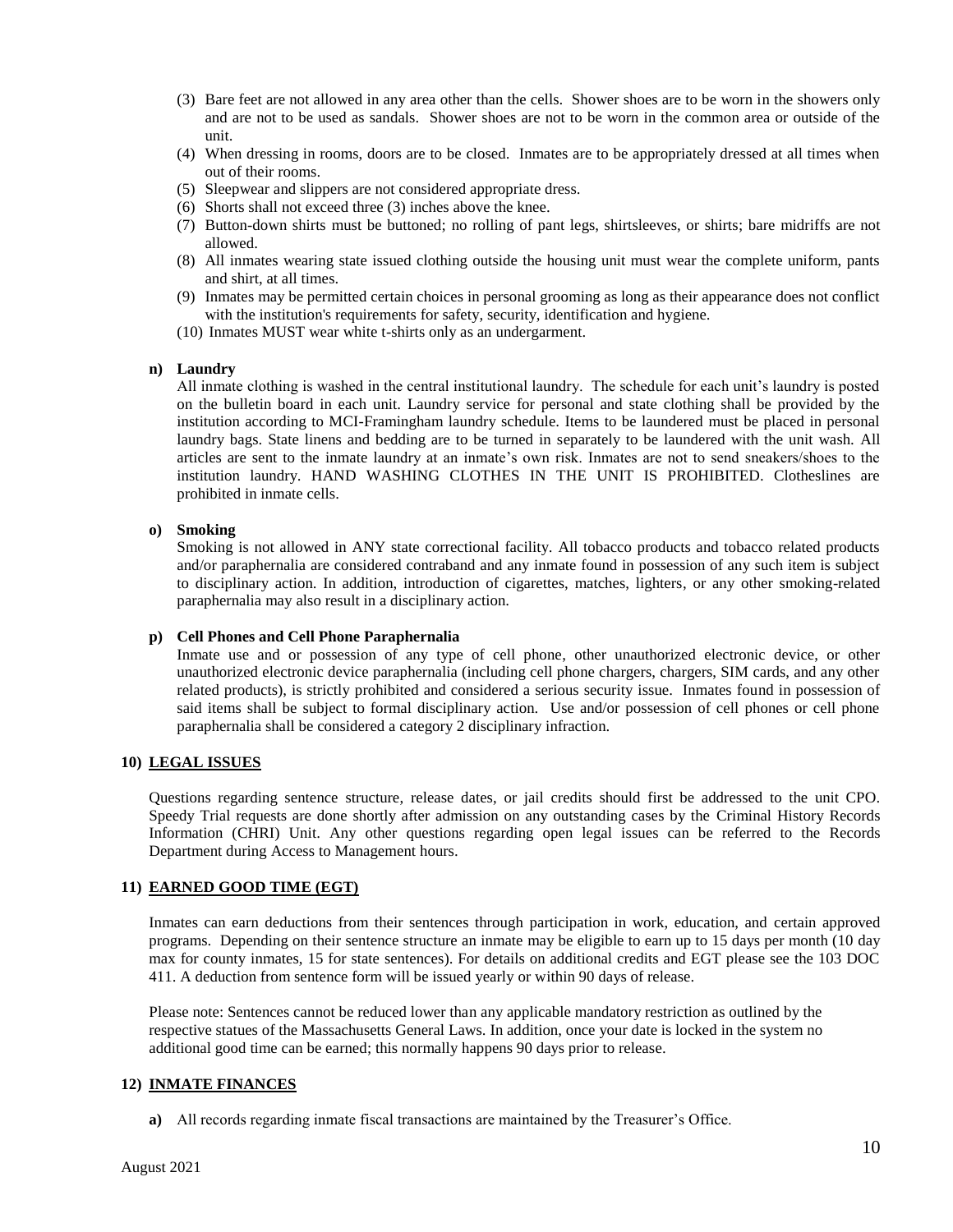(3) Bare feet are not allowed in any area other than the cells. Shower shoes are to be worn in the showers only and are not to be used as sandals. Shower shoes are not to be worn in the common area or outside of the unit.
(4) When dressing in rooms, doors are to be closed. Inmates are to be appropriately dressed at all times when out of their rooms.
(5) Sleepwear and slippers are not considered appropriate dress.
(6) Shorts shall not exceed three (3) inches above the knee.
(7) Button-down shirts must be buttoned; no rolling of pant legs, shirtsleeves, or shirts; bare midriffs are not allowed.
(8) All inmates wearing state issued clothing outside the housing unit must wear the complete uniform, pants and shirt, at all times.
(9) Inmates may be permitted certain choices in personal grooming as long as their appearance does not conflict with the institution's requirements for safety, security, identification and hygiene.
(10) Inmates MUST wear white t-shirts only as an undergarment.

**n) Laundry**

All inmate clothing is washed in the central institutional laundry. The schedule for each unit's laundry is posted on the bulletin board in each unit. Laundry service for personal and state clothing shall be provided by the institution according to MCI-Framingham laundry schedule. Items to be laundered must be placed in personal laundry bags. State linens and bedding are to be turned in separately to be laundered with the unit wash. All articles are sent to the inmate laundry at an inmate's own risk. Inmates are not to send sneakers/shoes to the institution laundry. HAND WASHING CLOTHES IN THE UNIT IS PROHIBITED. Clotheslines are prohibited in inmate cells.

**o) Smoking**

Smoking is not allowed in ANY state correctional facility. All tobacco products and tobacco related products and/or paraphernalia are considered contraband and any inmate found in possession of any such item is subject to disciplinary action. In addition, introduction of cigarettes, matches, lighters, or any other smoking-related paraphernalia may also result in a disciplinary action.

**p) Cell Phones and Cell Phone Paraphernalia**

Inmate use and or possession of any type of cell phone, other unauthorized electronic device, or other unauthorized electronic device paraphernalia (including cell phone chargers, chargers, SIM cards, and any other related products), is strictly prohibited and considered a serious security issue. Inmates found in possession of said items shall be subject to formal disciplinary action. Use and/or possession of cell phones or cell phone paraphernalia shall be considered a category 2 disciplinary infraction.

## 10) LEGAL ISSUES

Questions regarding sentence structure, release dates, or jail credits should first be addressed to the unit CPO. Speedy Trial requests are done shortly after admission on any outstanding cases by the Criminal History Records Information (CHRI) Unit. Any other questions regarding open legal issues can be referred to the Records Department during Access to Management hours.

## 11) EARNED GOOD TIME (EGT)

Inmates can earn deductions from their sentences through participation in work, education, and certain approved programs. Depending on their sentence structure an inmate may be eligible to earn up to 15 days per month (10 day max for county inmates, 15 for state sentences). For details on additional credits and EGT please see the 103 DOC 411. A deduction from sentence form will be issued yearly or within 90 days of release.

Please note: Sentences cannot be reduced lower than any applicable mandatory restriction as outlined by the respective statues of the Massachusetts General Laws. In addition, once your date is locked in the system no additional good time can be earned; this normally happens 90 days prior to release.

## 12) INMATE FINANCES

**a)** All records regarding inmate fiscal transactions are maintained by the Treasurer's Office.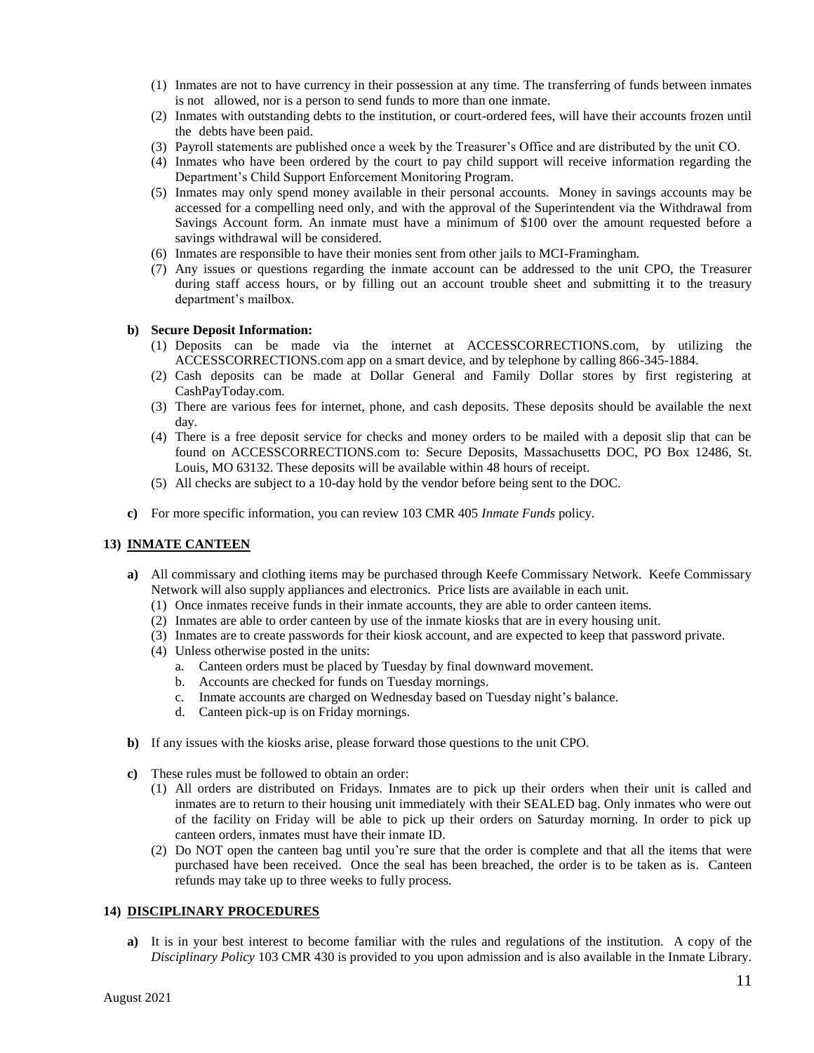(1) Inmates are not to have currency in their possession at any time. The transferring of funds between inmates is not allowed, nor is a person to send funds to more than one inmate.
(2) Inmates with outstanding debts to the institution, or court-ordered fees, will have their accounts frozen until the debts have been paid.
(3) Payroll statements are published once a week by the Treasurer's Office and are distributed by the unit CO.
(4) Inmates who have been ordered by the court to pay child support will receive information regarding the Department's Child Support Enforcement Monitoring Program.
(5) Inmates may only spend money available in their personal accounts. Money in savings accounts may be accessed for a compelling need only, and with the approval of the Superintendent via the Withdrawal from Savings Account form. An inmate must have a minimum of $100 over the amount requested before a savings withdrawal will be considered.
(6) Inmates are responsible to have their monies sent from other jails to MCI-Framingham.
(7) Any issues or questions regarding the inmate account can be addressed to the unit CPO, the Treasurer during staff access hours, or by filling out an account trouble sheet and submitting it to the treasury department's mailbox.

**b) Secure Deposit Information:**

(1) Deposits can be made via the internet at ACCESSCORRECTIONS.com, by utilizing the ACCESSCORRECTIONS.com app on a smart device, and by telephone by calling 866-345-1884.
(2) Cash deposits can be made at Dollar General and Family Dollar stores by first registering at CashPayToday.com.
(3) There are various fees for internet, phone, and cash deposits. These deposits should be available the next day.
(4) There is a free deposit service for checks and money orders to be mailed with a deposit slip that can be found on ACCESSCORRECTIONS.com to: Secure Deposits, Massachusetts DOC, PO Box 12486, St. Louis, MO 63132. These deposits will be available within 48 hours of receipt.
(5) All checks are subject to a 10-day hold by the vendor before being sent to the DOC.

**c)** For more specific information, you can review 103 CMR 405 *Inmate Funds* policy.

## 13) INMATE CANTEEN

**a)** All commissary and clothing items may be purchased through Keefe Commissary Network. Keefe Commissary Network will also supply appliances and electronics. Price lists are available in each unit.

(1) Once inmates receive funds in their inmate accounts, they are able to order canteen items.
(2) Inmates are able to order canteen by use of the inmate kiosks that are in every housing unit.
(3) Inmates are to create passwords for their kiosk account, and are expected to keep that password private.
(4) Unless otherwise posted in the units:
   a. Canteen orders must be placed by Tuesday by final downward movement.
   b. Accounts are checked for funds on Tuesday mornings.
   c. Inmate accounts are charged on Wednesday based on Tuesday night's balance.
   d. Canteen pick-up is on Friday mornings.

**b)** If any issues with the kiosks arise, please forward those questions to the unit CPO.

**c)** These rules must be followed to obtain an order:

(1) All orders are distributed on Fridays. Inmates are to pick up their orders when their unit is called and inmates are to return to their housing unit immediately with their SEALED bag. Only inmates who were out of the facility on Friday will be able to pick up their orders on Saturday morning. In order to pick up canteen orders, inmates must have their inmate ID.
(2) Do NOT open the canteen bag until you're sure that the order is complete and that all the items that were purchased have been received. Once the seal has been breached, the order is to be taken as is. Canteen refunds may take up to three weeks to fully process.

## 14) DISCIPLINARY PROCEDURES

**a)** It is in your best interest to become familiar with the rules and regulations of the institution. A copy of the *Disciplinary Policy* 103 CMR 430 is provided to you upon admission and is also available in the Inmate Library.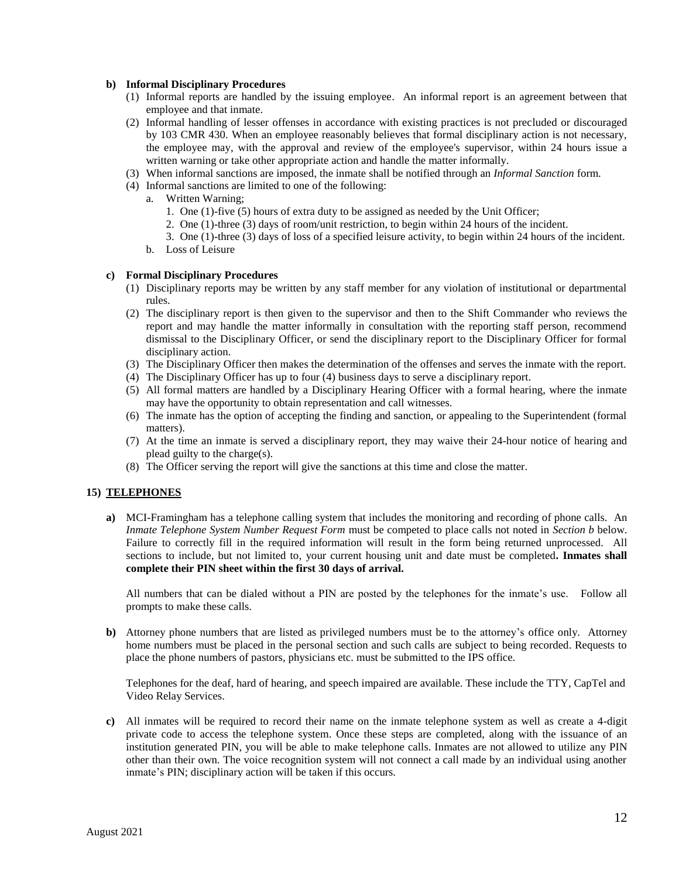**b) Informal Disciplinary Procedures**

(1) Informal reports are handled by the issuing employee. An informal report is an agreement between that employee and that inmate.

(2) Informal handling of lesser offenses in accordance with existing practices is not precluded or discouraged by 103 CMR 430. When an employee reasonably believes that formal disciplinary action is not necessary, the employee may, with the approval and review of the employee's supervisor, within 24 hours issue a written warning or take other appropriate action and handle the matter informally.

(3) When informal sanctions are imposed, the inmate shall be notified through an *Informal Sanction* form.

(4) Informal sanctions are limited to one of the following:

   a. Written Warning;
      1. One (1)-five (5) hours of extra duty to be assigned as needed by the Unit Officer;
      2. One (1)-three (3) days of room/unit restriction, to begin within 24 hours of the incident.
      3. One (1)-three (3) days of loss of a specified leisure activity, to begin within 24 hours of the incident.

   b. Loss of Leisure

**c) Formal Disciplinary Procedures**

(1) Disciplinary reports may be written by any staff member for any violation of institutional or departmental rules.

(2) The disciplinary report is then given to the supervisor and then to the Shift Commander who reviews the report and may handle the matter informally in consultation with the reporting staff person, recommend dismissal to the Disciplinary Officer, or send the disciplinary report to the Disciplinary Officer for formal disciplinary action.

(3) The Disciplinary Officer then makes the determination of the offenses and serves the inmate with the report.

(4) The Disciplinary Officer has up to four (4) business days to serve a disciplinary report.

(5) All formal matters are handled by a Disciplinary Hearing Officer with a formal hearing, where the inmate may have the opportunity to obtain representation and call witnesses.

(6) The inmate has the option of accepting the finding and sanction, or appealing to the Superintendent (formal matters).

(7) At the time an inmate is served a disciplinary report, they may waive their 24-hour notice of hearing and plead guilty to the charge(s).

(8) The Officer serving the report will give the sanctions at this time and close the matter.

## 15) TELEPHONES

**a)** MCI-Framingham has a telephone calling system that includes the monitoring and recording of phone calls. An *Inmate Telephone System Number Request Form* must be competed to place calls not noted in *Section b* below. Failure to correctly fill in the required information will result in the form being returned unprocessed. All sections to include, but not limited to, your current housing unit and date must be completed**. Inmates shall complete their PIN sheet within the first 30 days of arrival.**

All numbers that can be dialed without a PIN are posted by the telephones for the inmate's use. Follow all prompts to make these calls.

**b)** Attorney phone numbers that are listed as privileged numbers must be to the attorney's office only. Attorney home numbers must be placed in the personal section and such calls are subject to being recorded. Requests to place the phone numbers of pastors, physicians etc. must be submitted to the IPS office.

Telephones for the deaf, hard of hearing, and speech impaired are available. These include the TTY, CapTel and Video Relay Services.

**c)** All inmates will be required to record their name on the inmate telephone system as well as create a 4-digit private code to access the telephone system. Once these steps are completed, along with the issuance of an institution generated PIN, you will be able to make telephone calls. Inmates are not allowed to utilize any PIN other than their own. The voice recognition system will not connect a call made by an individual using another inmate's PIN; disciplinary action will be taken if this occurs.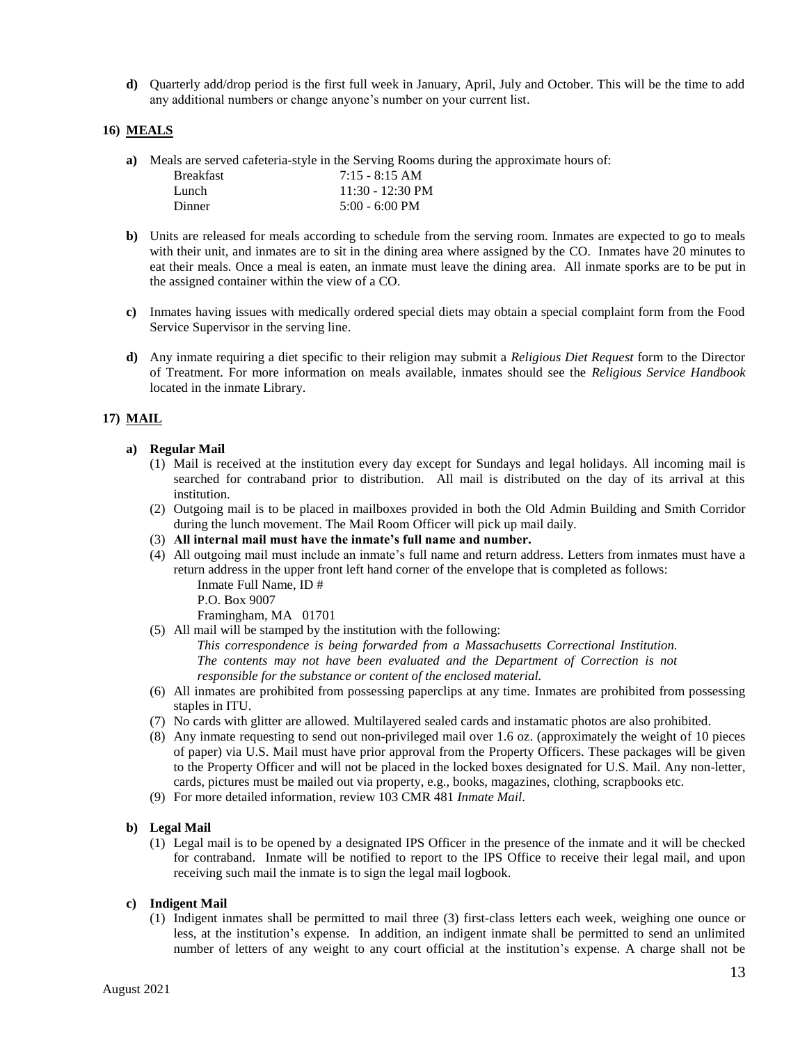**d)** Quarterly add/drop period is the first full week in January, April, July and October. This will be the time to add any additional numbers or change anyone's number on your current list.

## 16) MEALS

**a)** Meals are served cafeteria-style in the Serving Rooms during the approximate hours of:

| | |
|---|---|
| Breakfast | 7:15 - 8:15 AM |
| Lunch | 11:30 - 12:30 PM |
| Dinner | 5:00 - 6:00 PM |

**b)** Units are released for meals according to schedule from the serving room. Inmates are expected to go to meals with their unit, and inmates are to sit in the dining area where assigned by the CO. Inmates have 20 minutes to eat their meals. Once a meal is eaten, an inmate must leave the dining area. All inmate sporks are to be put in the assigned container within the view of a CO.

**c)** Inmates having issues with medically ordered special diets may obtain a special complaint form from the Food Service Supervisor in the serving line.

**d)** Any inmate requiring a diet specific to their religion may submit a *Religious Diet Request* form to the Director of Treatment. For more information on meals available, inmates should see the *Religious Service Handbook* located in the inmate Library.

## 17) MAIL

**a) Regular Mail**

(1) Mail is received at the institution every day except for Sundays and legal holidays. All incoming mail is searched for contraband prior to distribution. All mail is distributed on the day of its arrival at this institution.

(2) Outgoing mail is to be placed in mailboxes provided in both the Old Admin Building and Smith Corridor during the lunch movement. The Mail Room Officer will pick up mail daily.

(3) **All internal mail must have the inmate's full name and number.**

(4) All outgoing mail must include an inmate's full name and return address. Letters from inmates must have a return address in the upper front left hand corner of the envelope that is completed as follows:

Inmate Full Name, ID #  
P.O. Box 9007  
Framingham, MA 01701

(5) All mail will be stamped by the institution with the following:

*This correspondence is being forwarded from a Massachusetts Correctional Institution. The contents may not have been evaluated and the Department of Correction is not responsible for the substance or content of the enclosed material.*

(6) All inmates are prohibited from possessing paperclips at any time. Inmates are prohibited from possessing staples in ITU.

(7) No cards with glitter are allowed. Multilayered sealed cards and instamatic photos are also prohibited.

(8) Any inmate requesting to send out non-privileged mail over 1.6 oz. (approximately the weight of 10 pieces of paper) via U.S. Mail must have prior approval from the Property Officers. These packages will be given to the Property Officer and will not be placed in the locked boxes designated for U.S. Mail. Any non-letter, cards, pictures must be mailed out via property, e.g., books, magazines, clothing, scrapbooks etc.

(9) For more detailed information, review 103 CMR 481 *Inmate Mail*.

**b) Legal Mail**

(1) Legal mail is to be opened by a designated IPS Officer in the presence of the inmate and it will be checked for contraband. Inmate will be notified to report to the IPS Office to receive their legal mail, and upon receiving such mail the inmate is to sign the legal mail logbook.

**c) Indigent Mail**

(1) Indigent inmates shall be permitted to mail three (3) first-class letters each week, weighing one ounce or less, at the institution's expense. In addition, an indigent inmate shall be permitted to send an unlimited number of letters of any weight to any court official at the institution's expense. A charge shall not be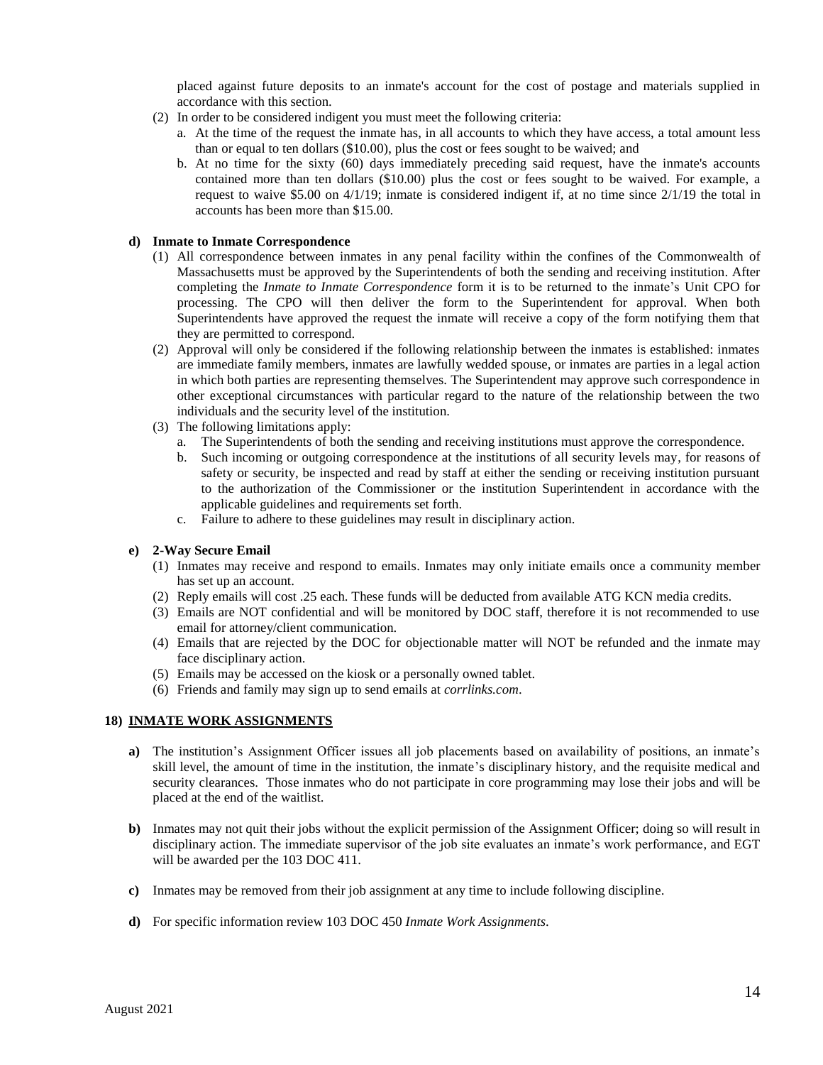placed against future deposits to an inmate's account for the cost of postage and materials supplied in accordance with this section.

(2) In order to be considered indigent you must meet the following criteria:
   a. At the time of the request the inmate has, in all accounts to which they have access, a total amount less than or equal to ten dollars ($10.00), plus the cost or fees sought to be waived; and
   b. At no time for the sixty (60) days immediately preceding said request, have the inmate's accounts contained more than ten dollars ($10.00) plus the cost or fees sought to be waived. For example, a request to waive $5.00 on 4/1/19; inmate is considered indigent if, at no time since 2/1/19 the total in accounts has been more than $15.00.

**d) Inmate to Inmate Correspondence**

(1) All correspondence between inmates in any penal facility within the confines of the Commonwealth of Massachusetts must be approved by the Superintendents of both the sending and receiving institution. After completing the *Inmate to Inmate Correspondence* form it is to be returned to the inmate's Unit CPO for processing. The CPO will then deliver the form to the Superintendent for approval. When both Superintendents have approved the request the inmate will receive a copy of the form notifying them that they are permitted to correspond.

(2) Approval will only be considered if the following relationship between the inmates is established: inmates are immediate family members, inmates are lawfully wedded spouse, or inmates are parties in a legal action in which both parties are representing themselves. The Superintendent may approve such correspondence in other exceptional circumstances with particular regard to the nature of the relationship between the two individuals and the security level of the institution.

(3) The following limitations apply:
   a. The Superintendents of both the sending and receiving institutions must approve the correspondence.
   b. Such incoming or outgoing correspondence at the institutions of all security levels may, for reasons of safety or security, be inspected and read by staff at either the sending or receiving institution pursuant to the authorization of the Commissioner or the institution Superintendent in accordance with the applicable guidelines and requirements set forth.
   c. Failure to adhere to these guidelines may result in disciplinary action.

**e) 2-Way Secure Email**

(1) Inmates may receive and respond to emails. Inmates may only initiate emails once a community member has set up an account.
(2) Reply emails will cost .25 each. These funds will be deducted from available ATG KCN media credits.
(3) Emails are NOT confidential and will be monitored by DOC staff, therefore it is not recommended to use email for attorney/client communication.
(4) Emails that are rejected by the DOC for objectionable matter will NOT be refunded and the inmate may face disciplinary action.
(5) Emails may be accessed on the kiosk or a personally owned tablet.
(6) Friends and family may sign up to send emails at *corrlinks.com*.

## 18) INMATE WORK ASSIGNMENTS

**a)** The institution's Assignment Officer issues all job placements based on availability of positions, an inmate's skill level, the amount of time in the institution, the inmate's disciplinary history, and the requisite medical and security clearances. Those inmates who do not participate in core programming may lose their jobs and will be placed at the end of the waitlist.

**b)** Inmates may not quit their jobs without the explicit permission of the Assignment Officer; doing so will result in disciplinary action. The immediate supervisor of the job site evaluates an inmate's work performance, and EGT will be awarded per the 103 DOC 411.

**c)** Inmates may be removed from their job assignment at any time to include following discipline.

**d)** For specific information review 103 DOC 450 *Inmate Work Assignments*.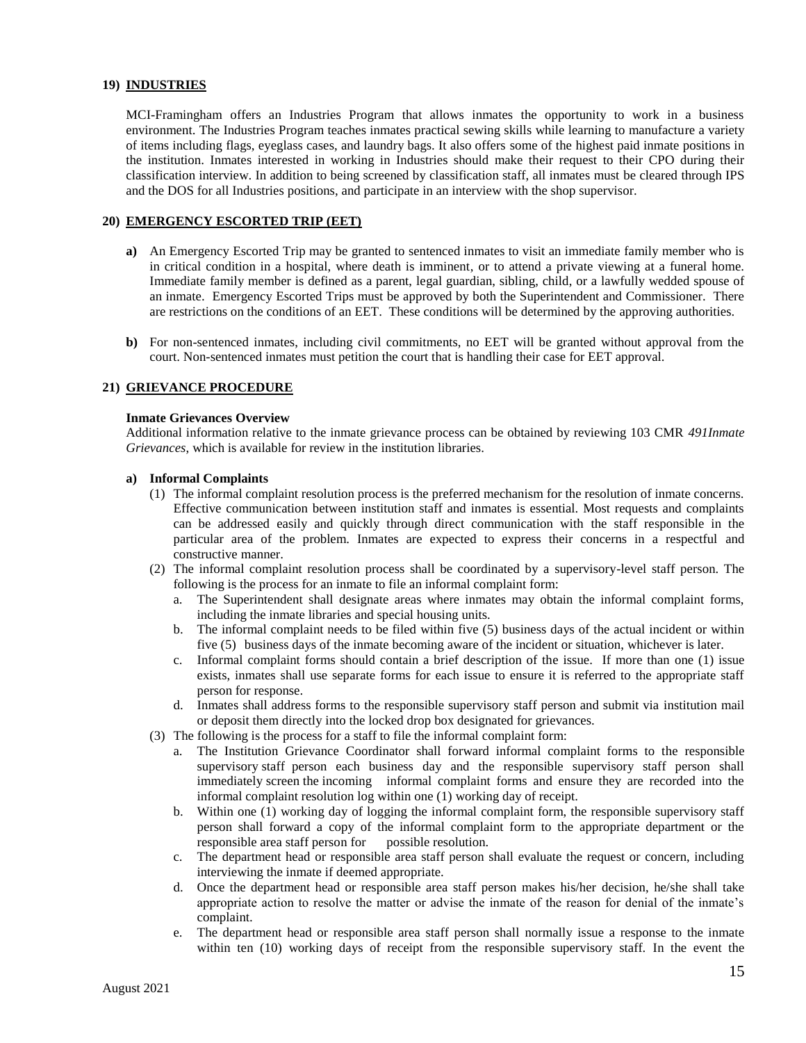## 19) INDUSTRIES

MCI-Framingham offers an Industries Program that allows inmates the opportunity to work in a business environment. The Industries Program teaches inmates practical sewing skills while learning to manufacture a variety of items including flags, eyeglass cases, and laundry bags. It also offers some of the highest paid inmate positions in the institution. Inmates interested in working in Industries should make their request to their CPO during their classification interview. In addition to being screened by classification staff, all inmates must be cleared through IPS and the DOS for all Industries positions, and participate in an interview with the shop supervisor.

## 20) EMERGENCY ESCORTED TRIP (EET)

**a)** An Emergency Escorted Trip may be granted to sentenced inmates to visit an immediate family member who is in critical condition in a hospital, where death is imminent, or to attend a private viewing at a funeral home. Immediate family member is defined as a parent, legal guardian, sibling, child, or a lawfully wedded spouse of an inmate. Emergency Escorted Trips must be approved by both the Superintendent and Commissioner. There are restrictions on the conditions of an EET. These conditions will be determined by the approving authorities.

**b)** For non-sentenced inmates, including civil commitments, no EET will be granted without approval from the court. Non-sentenced inmates must petition the court that is handling their case for EET approval.

## 21) GRIEVANCE PROCEDURE

**Inmate Grievances Overview**

Additional information relative to the inmate grievance process can be obtained by reviewing 103 CMR *491Inmate Grievances*, which is available for review in the institution libraries.

**a) Informal Complaints**

(1) The informal complaint resolution process is the preferred mechanism for the resolution of inmate concerns. Effective communication between institution staff and inmates is essential. Most requests and complaints can be addressed easily and quickly through direct communication with the staff responsible in the particular area of the problem. Inmates are expected to express their concerns in a respectful and constructive manner.

(2) The informal complaint resolution process shall be coordinated by a supervisory-level staff person. The following is the process for an inmate to file an informal complaint form:

a. The Superintendent shall designate areas where inmates may obtain the informal complaint forms, including the inmate libraries and special housing units.

b. The informal complaint needs to be filed within five (5) business days of the actual incident or within five (5) business days of the inmate becoming aware of the incident or situation, whichever is later.

c. Informal complaint forms should contain a brief description of the issue. If more than one (1) issue exists, inmates shall use separate forms for each issue to ensure it is referred to the appropriate staff person for response.

d. Inmates shall address forms to the responsible supervisory staff person and submit via institution mail or deposit them directly into the locked drop box designated for grievances.

(3) The following is the process for a staff to file the informal complaint form:

a. The Institution Grievance Coordinator shall forward informal complaint forms to the responsible supervisory staff person each business day and the responsible supervisory staff person shall immediately screen the incoming informal complaint forms and ensure they are recorded into the informal complaint resolution log within one (1) working day of receipt.

b. Within one (1) working day of logging the informal complaint form, the responsible supervisory staff person shall forward a copy of the informal complaint form to the appropriate department or the responsible area staff person for possible resolution.

c. The department head or responsible area staff person shall evaluate the request or concern, including interviewing the inmate if deemed appropriate.

d. Once the department head or responsible area staff person makes his/her decision, he/she shall take appropriate action to resolve the matter or advise the inmate of the reason for denial of the inmate's complaint.

e. The department head or responsible area staff person shall normally issue a response to the inmate within ten (10) working days of receipt from the responsible supervisory staff. In the event the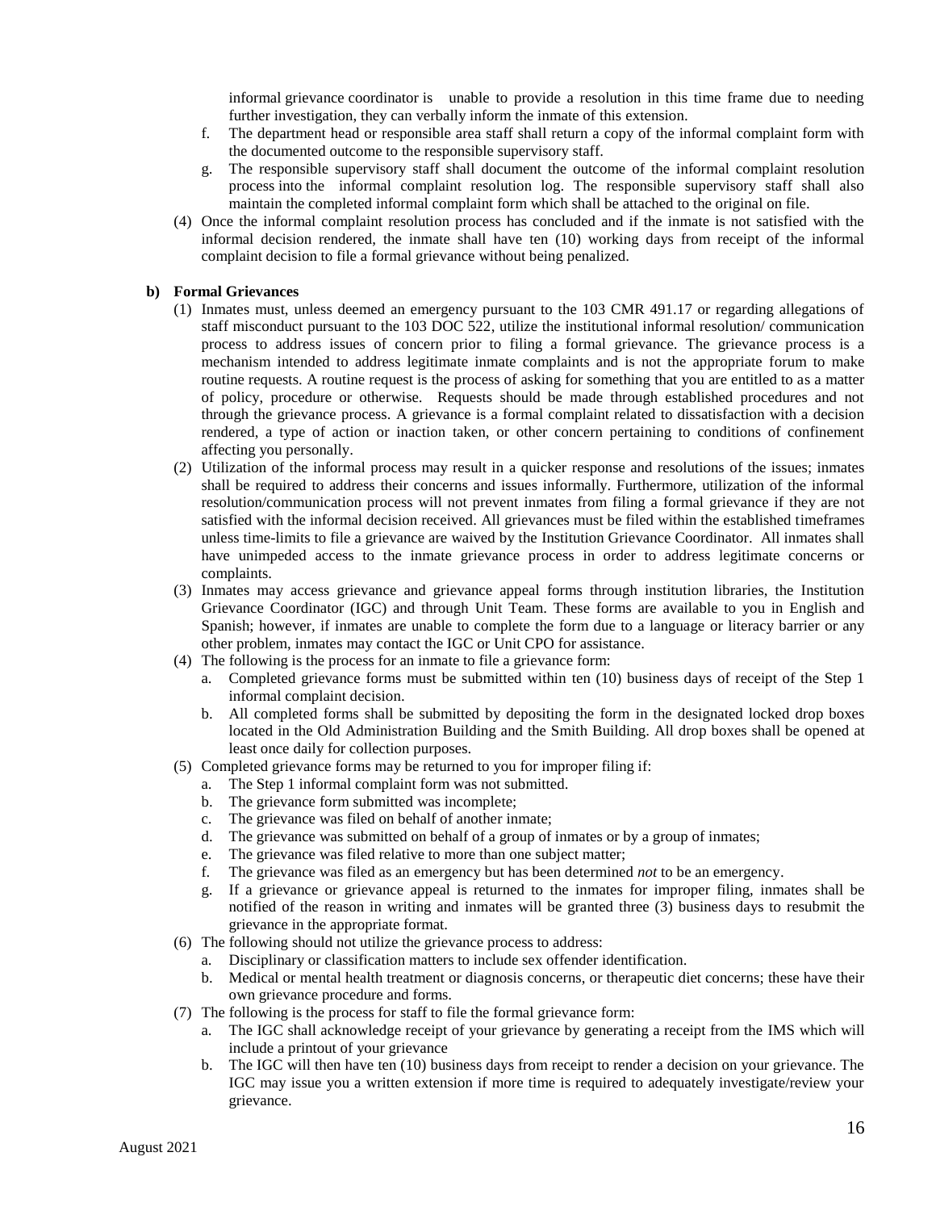informal grievance coordinator is unable to provide a resolution in this time frame due to needing further investigation, they can verbally inform the inmate of this extension.

f. The department head or responsible area staff shall return a copy of the informal complaint form with the documented outcome to the responsible supervisory staff.

g. The responsible supervisory staff shall document the outcome of the informal complaint resolution process into the informal complaint resolution log. The responsible supervisory staff shall also maintain the completed informal complaint form which shall be attached to the original on file.

(4) Once the informal complaint resolution process has concluded and if the inmate is not satisfied with the informal decision rendered, the inmate shall have ten (10) working days from receipt of the informal complaint decision to file a formal grievance without being penalized.

**b) Formal Grievances**

(1) Inmates must, unless deemed an emergency pursuant to the 103 CMR 491.17 or regarding allegations of staff misconduct pursuant to the 103 DOC 522, utilize the institutional informal resolution/ communication process to address issues of concern prior to filing a formal grievance. The grievance process is a mechanism intended to address legitimate inmate complaints and is not the appropriate forum to make routine requests. A routine request is the process of asking for something that you are entitled to as a matter of policy, procedure or otherwise. Requests should be made through established procedures and not through the grievance process. A grievance is a formal complaint related to dissatisfaction with a decision rendered, a type of action or inaction taken, or other concern pertaining to conditions of confinement affecting you personally.

(2) Utilization of the informal process may result in a quicker response and resolutions of the issues; inmates shall be required to address their concerns and issues informally. Furthermore, utilization of the informal resolution/communication process will not prevent inmates from filing a formal grievance if they are not satisfied with the informal decision received. All grievances must be filed within the established timeframes unless time-limits to file a grievance are waived by the Institution Grievance Coordinator. All inmates shall have unimpeded access to the inmate grievance process in order to address legitimate concerns or complaints.

(3) Inmates may access grievance and grievance appeal forms through institution libraries, the Institution Grievance Coordinator (IGC) and through Unit Team. These forms are available to you in English and Spanish; however, if inmates are unable to complete the form due to a language or literacy barrier or any other problem, inmates may contact the IGC or Unit CPO for assistance.

(4) The following is the process for an inmate to file a grievance form:
   a. Completed grievance forms must be submitted within ten (10) business days of receipt of the Step 1 informal complaint decision.
   b. All completed forms shall be submitted by depositing the form in the designated locked drop boxes located in the Old Administration Building and the Smith Building. All drop boxes shall be opened at least once daily for collection purposes.

(5) Completed grievance forms may be returned to you for improper filing if:
   a. The Step 1 informal complaint form was not submitted.
   b. The grievance form submitted was incomplete;
   c. The grievance was filed on behalf of another inmate;
   d. The grievance was submitted on behalf of a group of inmates or by a group of inmates;
   e. The grievance was filed relative to more than one subject matter;
   f. The grievance was filed as an emergency but has been determined *not* to be an emergency.
   g. If a grievance or grievance appeal is returned to the inmates for improper filing, inmates shall be notified of the reason in writing and inmates will be granted three (3) business days to resubmit the grievance in the appropriate format.

(6) The following should not utilize the grievance process to address:
   a. Disciplinary or classification matters to include sex offender identification.
   b. Medical or mental health treatment or diagnosis concerns, or therapeutic diet concerns; these have their own grievance procedure and forms.

(7) The following is the process for staff to file the formal grievance form:
   a. The IGC shall acknowledge receipt of your grievance by generating a receipt from the IMS which will include a printout of your grievance
   b. The IGC will then have ten (10) business days from receipt to render a decision on your grievance. The IGC may issue you a written extension if more time is required to adequately investigate/review your grievance.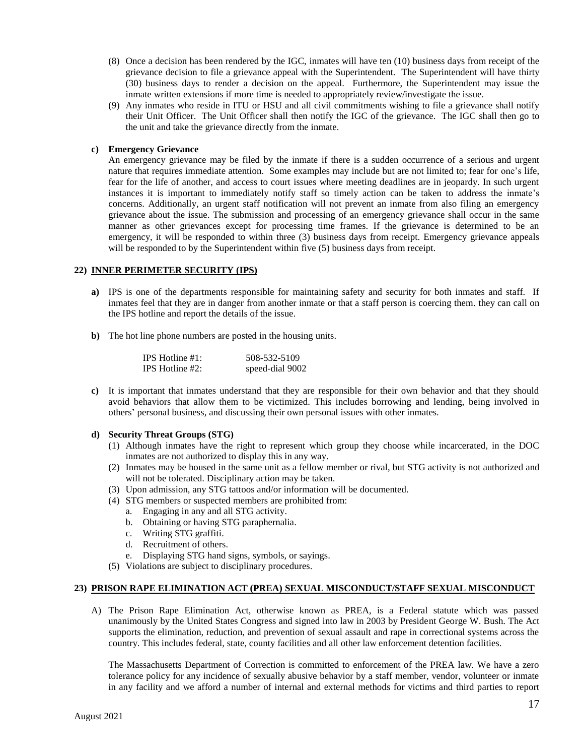(8) Once a decision has been rendered by the IGC, inmates will have ten (10) business days from receipt of the grievance decision to file a grievance appeal with the Superintendent. The Superintendent will have thirty (30) business days to render a decision on the appeal. Furthermore, the Superintendent may issue the inmate written extensions if more time is needed to appropriately review/investigate the issue.

(9) Any inmates who reside in ITU or HSU and all civil commitments wishing to file a grievance shall notify their Unit Officer. The Unit Officer shall then notify the IGC of the grievance. The IGC shall then go to the unit and take the grievance directly from the inmate.

**c) Emergency Grievance**

An emergency grievance may be filed by the inmate if there is a sudden occurrence of a serious and urgent nature that requires immediate attention. Some examples may include but are not limited to; fear for one's life, fear for the life of another, and access to court issues where meeting deadlines are in jeopardy. In such urgent instances it is important to immediately notify staff so timely action can be taken to address the inmate's concerns. Additionally, an urgent staff notification will not prevent an inmate from also filing an emergency grievance about the issue. The submission and processing of an emergency grievance shall occur in the same manner as other grievances except for processing time frames. If the grievance is determined to be an emergency, it will be responded to within three (3) business days from receipt. Emergency grievance appeals will be responded to by the Superintendent within five (5) business days from receipt.

## 22) INNER PERIMETER SECURITY (IPS)

**a)** IPS is one of the departments responsible for maintaining safety and security for both inmates and staff. If inmates feel that they are in danger from another inmate or that a staff person is coercing them. they can call on the IPS hotline and report the details of the issue.

**b)** The hot line phone numbers are posted in the housing units.

| | |
|---|---|
| IPS Hotline #1: | 508-532-5109 |
| IPS Hotline #2: | speed-dial 9002 |

**c)** It is important that inmates understand that they are responsible for their own behavior and that they should avoid behaviors that allow them to be victimized. This includes borrowing and lending, being involved in others' personal business, and discussing their own personal issues with other inmates.

**d) Security Threat Groups (STG)**

(1) Although inmates have the right to represent which group they choose while incarcerated, in the DOC inmates are not authorized to display this in any way.

(2) Inmates may be housed in the same unit as a fellow member or rival, but STG activity is not authorized and will not be tolerated. Disciplinary action may be taken.

(3) Upon admission, any STG tattoos and/or information will be documented.

(4) STG members or suspected members are prohibited from:

   a. Engaging in any and all STG activity.
   b. Obtaining or having STG paraphernalia.
   c. Writing STG graffiti.
   d. Recruitment of others.
   e. Displaying STG hand signs, symbols, or sayings.

(5) Violations are subject to disciplinary procedures.

## 23) PRISON RAPE ELIMINATION ACT (PREA) SEXUAL MISCONDUCT/STAFF SEXUAL MISCONDUCT

A) The Prison Rape Elimination Act, otherwise known as PREA, is a Federal statute which was passed unanimously by the United States Congress and signed into law in 2003 by President George W. Bush. The Act supports the elimination, reduction, and prevention of sexual assault and rape in correctional systems across the country. This includes federal, state, county facilities and all other law enforcement detention facilities.

The Massachusetts Department of Correction is committed to enforcement of the PREA law. We have a zero tolerance policy for any incidence of sexually abusive behavior by a staff member, vendor, volunteer or inmate in any facility and we afford a number of internal and external methods for victims and third parties to report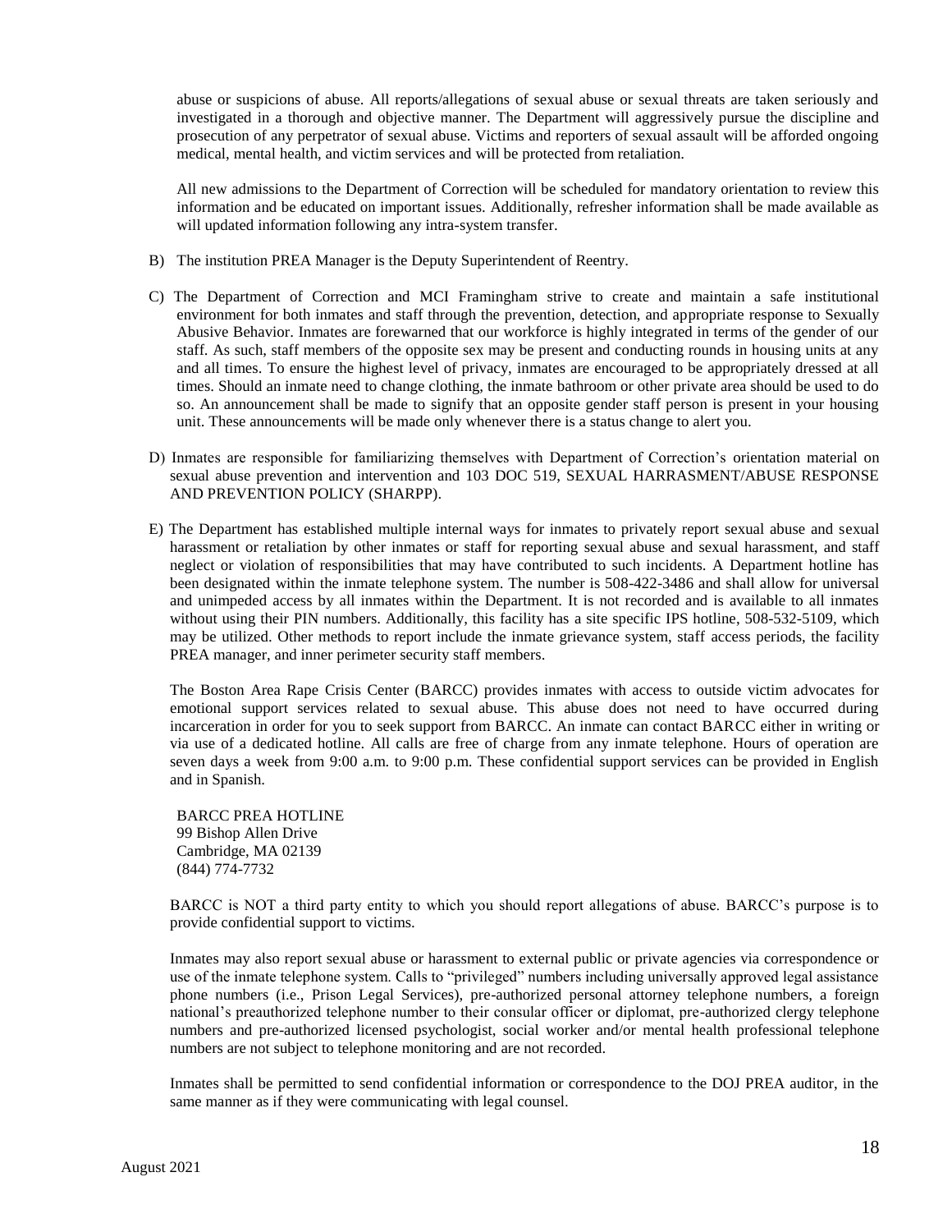abuse or suspicions of abuse. All reports/allegations of sexual abuse or sexual threats are taken seriously and investigated in a thorough and objective manner. The Department will aggressively pursue the discipline and prosecution of any perpetrator of sexual abuse. Victims and reporters of sexual assault will be afforded ongoing medical, mental health, and victim services and will be protected from retaliation.

All new admissions to the Department of Correction will be scheduled for mandatory orientation to review this information and be educated on important issues. Additionally, refresher information shall be made available as will updated information following any intra-system transfer.

B) The institution PREA Manager is the Deputy Superintendent of Reentry.

C) The Department of Correction and MCI Framingham strive to create and maintain a safe institutional environment for both inmates and staff through the prevention, detection, and appropriate response to Sexually Abusive Behavior. Inmates are forewarned that our workforce is highly integrated in terms of the gender of our staff. As such, staff members of the opposite sex may be present and conducting rounds in housing units at any and all times. To ensure the highest level of privacy, inmates are encouraged to be appropriately dressed at all times. Should an inmate need to change clothing, the inmate bathroom or other private area should be used to do so. An announcement shall be made to signify that an opposite gender staff person is present in your housing unit. These announcements will be made only whenever there is a status change to alert you.

D) Inmates are responsible for familiarizing themselves with Department of Correction's orientation material on sexual abuse prevention and intervention and 103 DOC 519, SEXUAL HARRASMENT/ABUSE RESPONSE AND PREVENTION POLICY (SHARPP).

E) The Department has established multiple internal ways for inmates to privately report sexual abuse and sexual harassment or retaliation by other inmates or staff for reporting sexual abuse and sexual harassment, and staff neglect or violation of responsibilities that may have contributed to such incidents. A Department hotline has been designated within the inmate telephone system. The number is 508-422-3486 and shall allow for universal and unimpeded access by all inmates within the Department. It is not recorded and is available to all inmates without using their PIN numbers. Additionally, this facility has a site specific IPS hotline, 508-532-5109, which may be utilized. Other methods to report include the inmate grievance system, staff access periods, the facility PREA manager, and inner perimeter security staff members.

The Boston Area Rape Crisis Center (BARCC) provides inmates with access to outside victim advocates for emotional support services related to sexual abuse. This abuse does not need to have occurred during incarceration in order for you to seek support from BARCC. An inmate can contact BARCC either in writing or via use of a dedicated hotline. All calls are free of charge from any inmate telephone. Hours of operation are seven days a week from 9:00 a.m. to 9:00 p.m. These confidential support services can be provided in English and in Spanish.

BARCC PREA HOTLINE
99 Bishop Allen Drive
Cambridge, MA 02139
(844) 774-7732

BARCC is NOT a third party entity to which you should report allegations of abuse. BARCC's purpose is to provide confidential support to victims.

Inmates may also report sexual abuse or harassment to external public or private agencies via correspondence or use of the inmate telephone system. Calls to "privileged" numbers including universally approved legal assistance phone numbers (i.e., Prison Legal Services), pre-authorized personal attorney telephone numbers, a foreign national's preauthorized telephone number to their consular officer or diplomat, pre-authorized clergy telephone numbers and pre-authorized licensed psychologist, social worker and/or mental health professional telephone numbers are not subject to telephone monitoring and are not recorded.

Inmates shall be permitted to send confidential information or correspondence to the DOJ PREA auditor, in the same manner as if they were communicating with legal counsel.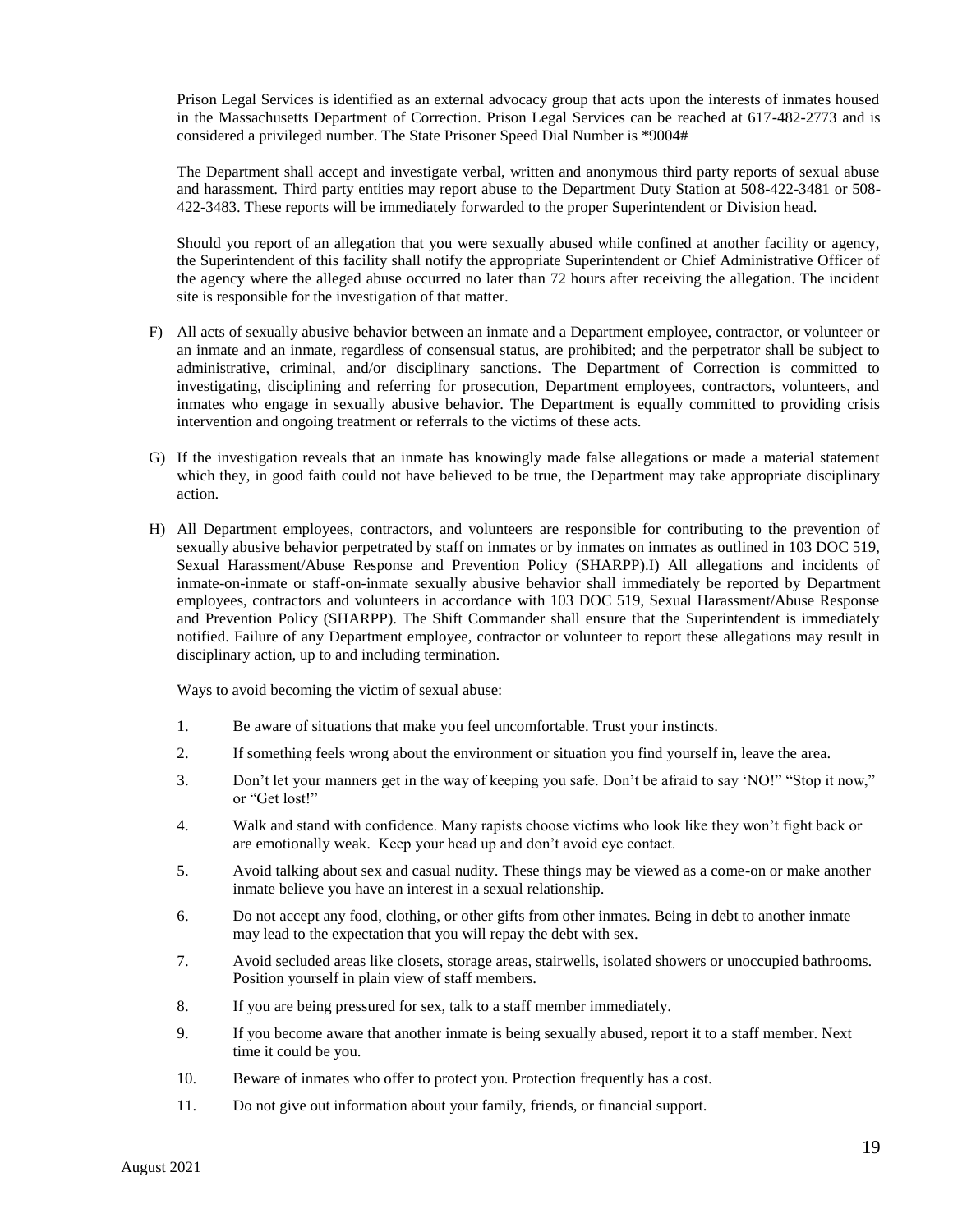Prison Legal Services is identified as an external advocacy group that acts upon the interests of inmates housed in the Massachusetts Department of Correction. Prison Legal Services can be reached at 617-482-2773 and is considered a privileged number. The State Prisoner Speed Dial Number is *9004#

The Department shall accept and investigate verbal, written and anonymous third party reports of sexual abuse and harassment. Third party entities may report abuse to the Department Duty Station at 508-422-3481 or 508-422-3483. These reports will be immediately forwarded to the proper Superintendent or Division head.

Should you report of an allegation that you were sexually abused while confined at another facility or agency, the Superintendent of this facility shall notify the appropriate Superintendent or Chief Administrative Officer of the agency where the alleged abuse occurred no later than 72 hours after receiving the allegation. The incident site is responsible for the investigation of that matter.

F) All acts of sexually abusive behavior between an inmate and a Department employee, contractor, or volunteer or an inmate and an inmate, regardless of consensual status, are prohibited; and the perpetrator shall be subject to administrative, criminal, and/or disciplinary sanctions. The Department of Correction is committed to investigating, disciplining and referring for prosecution, Department employees, contractors, volunteers, and inmates who engage in sexually abusive behavior. The Department is equally committed to providing crisis intervention and ongoing treatment or referrals to the victims of these acts.

G) If the investigation reveals that an inmate has knowingly made false allegations or made a material statement which they, in good faith could not have believed to be true, the Department may take appropriate disciplinary action.

H) All Department employees, contractors, and volunteers are responsible for contributing to the prevention of sexually abusive behavior perpetrated by staff on inmates or by inmates on inmates as outlined in 103 DOC 519, Sexual Harassment/Abuse Response and Prevention Policy (SHARPP).I) All allegations and incidents of inmate-on-inmate or staff-on-inmate sexually abusive behavior shall immediately be reported by Department employees, contractors and volunteers in accordance with 103 DOC 519, Sexual Harassment/Abuse Response and Prevention Policy (SHARPP). The Shift Commander shall ensure that the Superintendent is immediately notified. Failure of any Department employee, contractor or volunteer to report these allegations may result in disciplinary action, up to and including termination.

Ways to avoid becoming the victim of sexual abuse:

1. Be aware of situations that make you feel uncomfortable. Trust your instincts.
2. If something feels wrong about the environment or situation you find yourself in, leave the area.
3. Don't let your manners get in the way of keeping you safe. Don't be afraid to say 'NO!" "Stop it now," or "Get lost!"
4. Walk and stand with confidence. Many rapists choose victims who look like they won't fight back or are emotionally weak. Keep your head up and don't avoid eye contact.
5. Avoid talking about sex and casual nudity. These things may be viewed as a come-on or make another inmate believe you have an interest in a sexual relationship.
6. Do not accept any food, clothing, or other gifts from other inmates. Being in debt to another inmate may lead to the expectation that you will repay the debt with sex.
7. Avoid secluded areas like closets, storage areas, stairwells, isolated showers or unoccupied bathrooms. Position yourself in plain view of staff members.
8. If you are being pressured for sex, talk to a staff member immediately.
9. If you become aware that another inmate is being sexually abused, report it to a staff member. Next time it could be you.
10. Beware of inmates who offer to protect you. Protection frequently has a cost.
11. Do not give out information about your family, friends, or financial support.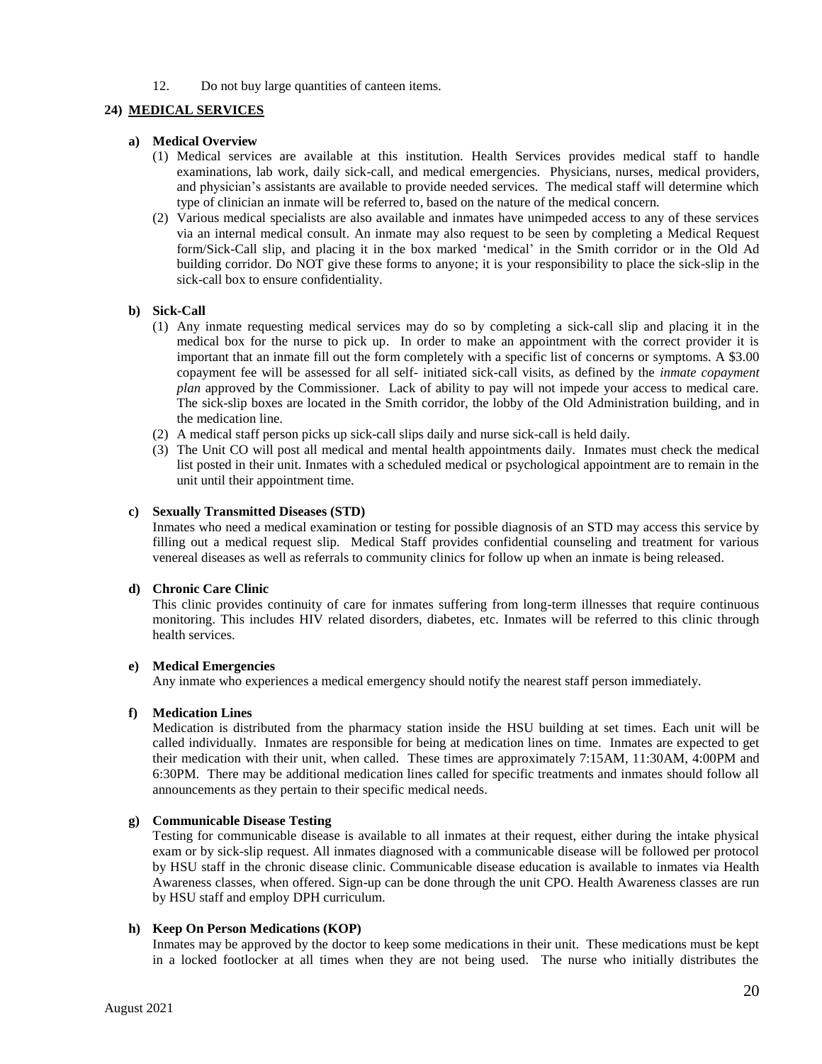12. Do not buy large quantities of canteen items.

## 24) MEDICAL SERVICES

### a) Medical Overview

(1) Medical services are available at this institution. Health Services provides medical staff to handle examinations, lab work, daily sick-call, and medical emergencies. Physicians, nurses, medical providers, and physician's assistants are available to provide needed services. The medical staff will determine which type of clinician an inmate will be referred to, based on the nature of the medical concern.

(2) Various medical specialists are also available and inmates have unimpeded access to any of these services via an internal medical consult. An inmate may also request to be seen by completing a Medical Request form/Sick-Call slip, and placing it in the box marked 'medical' in the Smith corridor or in the Old Ad building corridor. Do NOT give these forms to anyone; it is your responsibility to place the sick-slip in the sick-call box to ensure confidentiality.

### b) Sick-Call

(1) Any inmate requesting medical services may do so by completing a sick-call slip and placing it in the medical box for the nurse to pick up. In order to make an appointment with the correct provider it is important that an inmate fill out the form completely with a specific list of concerns or symptoms. A $3.00 copayment fee will be assessed for all self- initiated sick-call visits, as defined by the *inmate copayment plan* approved by the Commissioner. Lack of ability to pay will not impede your access to medical care. The sick-slip boxes are located in the Smith corridor, the lobby of the Old Administration building, and in the medication line.

(2) A medical staff person picks up sick-call slips daily and nurse sick-call is held daily.

(3) The Unit CO will post all medical and mental health appointments daily. Inmates must check the medical list posted in their unit. Inmates with a scheduled medical or psychological appointment are to remain in the unit until their appointment time.

### c) Sexually Transmitted Diseases (STD)

Inmates who need a medical examination or testing for possible diagnosis of an STD may access this service by filling out a medical request slip. Medical Staff provides confidential counseling and treatment for various venereal diseases as well as referrals to community clinics for follow up when an inmate is being released.

### d) Chronic Care Clinic

This clinic provides continuity of care for inmates suffering from long-term illnesses that require continuous monitoring. This includes HIV related disorders, diabetes, etc. Inmates will be referred to this clinic through health services.

### e) Medical Emergencies

Any inmate who experiences a medical emergency should notify the nearest staff person immediately.

### f) Medication Lines

Medication is distributed from the pharmacy station inside the HSU building at set times. Each unit will be called individually. Inmates are responsible for being at medication lines on time. Inmates are expected to get their medication with their unit, when called. These times are approximately 7:15AM, 11:30AM, 4:00PM and 6:30PM. There may be additional medication lines called for specific treatments and inmates should follow all announcements as they pertain to their specific medical needs.

### g) Communicable Disease Testing

Testing for communicable disease is available to all inmates at their request, either during the intake physical exam or by sick-slip request. All inmates diagnosed with a communicable disease will be followed per protocol by HSU staff in the chronic disease clinic. Communicable disease education is available to inmates via Health Awareness classes, when offered. Sign-up can be done through the unit CPO. Health Awareness classes are run by HSU staff and employ DPH curriculum.

### h) Keep On Person Medications (KOP)

Inmates may be approved by the doctor to keep some medications in their unit. These medications must be kept in a locked footlocker at all times when they are not being used. The nurse who initially distributes the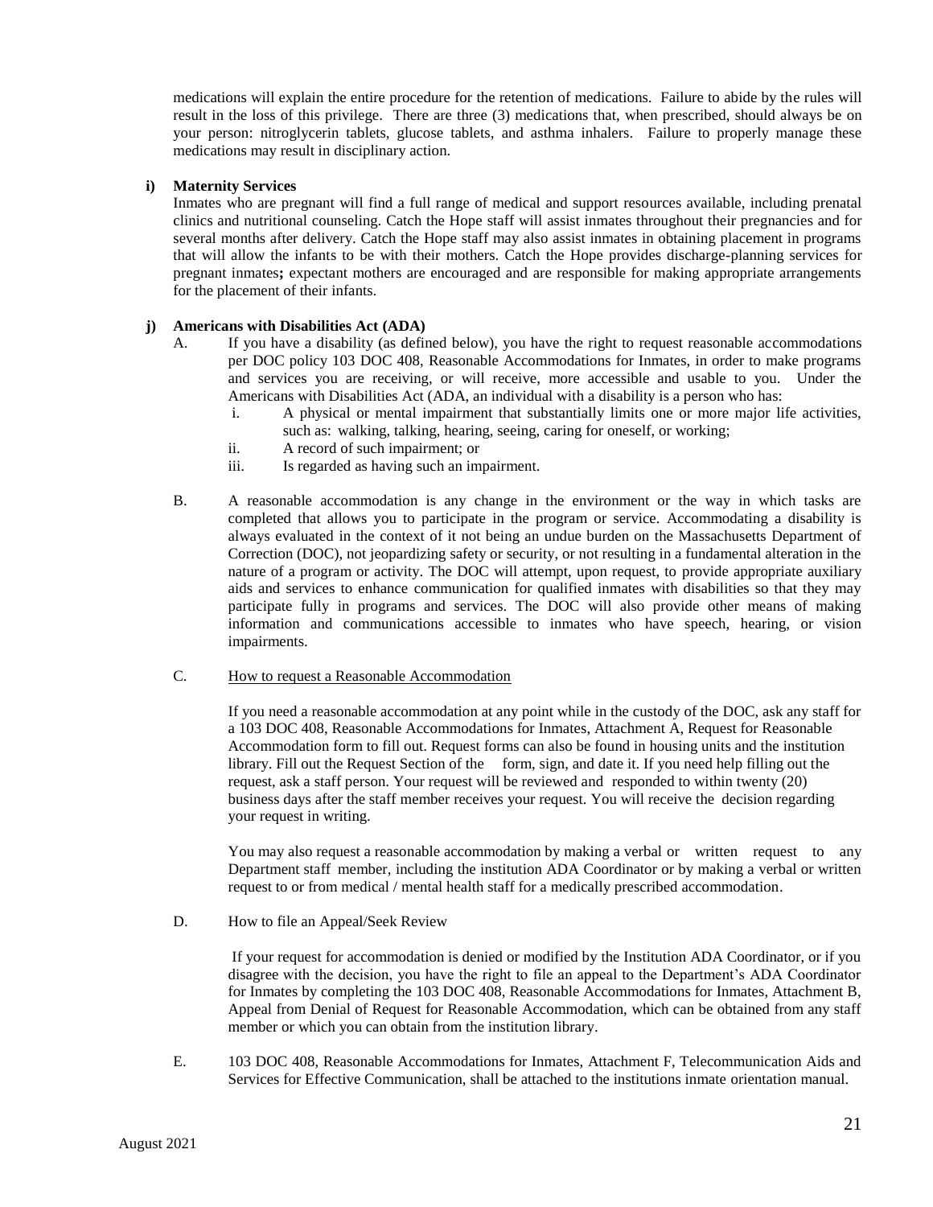medications will explain the entire procedure for the retention of medications. Failure to abide by the rules will result in the loss of this privilege. There are three (3) medications that, when prescribed, should always be on your person: nitroglycerin tablets, glucose tablets, and asthma inhalers. Failure to properly manage these medications may result in disciplinary action.

**i) Maternity Services**

Inmates who are pregnant will find a full range of medical and support resources available, including prenatal clinics and nutritional counseling. Catch the Hope staff will assist inmates throughout their pregnancies and for several months after delivery. Catch the Hope staff may also assist inmates in obtaining placement in programs that will allow the infants to be with their mothers. Catch the Hope provides discharge-planning services for pregnant inmates**;** expectant mothers are encouraged and are responsible for making appropriate arrangements for the placement of their infants.

**j) Americans with Disabilities Act (ADA)**

A. If you have a disability (as defined below), you have the right to request reasonable accommodations per DOC policy 103 DOC 408, Reasonable Accommodations for Inmates, in order to make programs and services you are receiving, or will receive, more accessible and usable to you. Under the Americans with Disabilities Act (ADA, an individual with a disability is a person who has:

   i. A physical or mental impairment that substantially limits one or more major life activities, such as: walking, talking, hearing, seeing, caring for oneself, or working;

   ii. A record of such impairment; or

   iii. Is regarded as having such an impairment.

B. A reasonable accommodation is any change in the environment or the way in which tasks are completed that allows you to participate in the program or service. Accommodating a disability is always evaluated in the context of it not being an undue burden on the Massachusetts Department of Correction (DOC), not jeopardizing safety or security, or not resulting in a fundamental alteration in the nature of a program or activity. The DOC will attempt, upon request, to provide appropriate auxiliary aids and services to enhance communication for qualified inmates with disabilities so that they may participate fully in programs and services. The DOC will also provide other means of making information and communications accessible to inmates who have speech, hearing, or vision impairments.

C. <u>How to request a Reasonable Accommodation</u>

If you need a reasonable accommodation at any point while in the custody of the DOC, ask any staff for a 103 DOC 408, Reasonable Accommodations for Inmates, Attachment A, Request for Reasonable Accommodation form to fill out. Request forms can also be found in housing units and the institution library. Fill out the Request Section of the form, sign, and date it. If you need help filling out the request, ask a staff person. Your request will be reviewed and responded to within twenty (20) business days after the staff member receives your request. You will receive the decision regarding your request in writing.

You may also request a reasonable accommodation by making a verbal or written request to any Department staff member, including the institution ADA Coordinator or by making a verbal or written request to or from medical / mental health staff for a medically prescribed accommodation.

D. How to file an Appeal/Seek Review

If your request for accommodation is denied or modified by the Institution ADA Coordinator, or if you disagree with the decision, you have the right to file an appeal to the Department's ADA Coordinator for Inmates by completing the 103 DOC 408, Reasonable Accommodations for Inmates, Attachment B, Appeal from Denial of Request for Reasonable Accommodation, which can be obtained from any staff member or which you can obtain from the institution library.

E. 103 DOC 408, Reasonable Accommodations for Inmates, Attachment F, Telecommunication Aids and Services for Effective Communication, shall be attached to the institutions inmate orientation manual.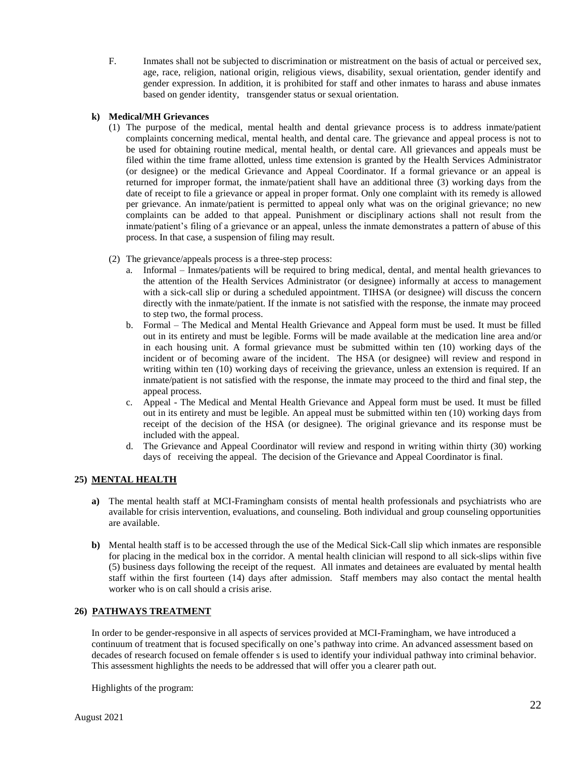F. Inmates shall not be subjected to discrimination or mistreatment on the basis of actual or perceived sex, age, race, religion, national origin, religious views, disability, sexual orientation, gender identify and gender expression. In addition, it is prohibited for staff and other inmates to harass and abuse inmates based on gender identity, transgender status or sexual orientation.

**k) Medical/MH Grievances**

(1) The purpose of the medical, mental health and dental grievance process is to address inmate/patient complaints concerning medical, mental health, and dental care. The grievance and appeal process is not to be used for obtaining routine medical, mental health, or dental care. All grievances and appeals must be filed within the time frame allotted, unless time extension is granted by the Health Services Administrator (or designee) or the medical Grievance and Appeal Coordinator. If a formal grievance or an appeal is returned for improper format, the inmate/patient shall have an additional three (3) working days from the date of receipt to file a grievance or appeal in proper format. Only one complaint with its remedy is allowed per grievance. An inmate/patient is permitted to appeal only what was on the original grievance; no new complaints can be added to that appeal. Punishment or disciplinary actions shall not result from the inmate/patient's filing of a grievance or an appeal, unless the inmate demonstrates a pattern of abuse of this process. In that case, a suspension of filing may result.

(2) The grievance/appeals process is a three-step process:

a. Informal – Inmates/patients will be required to bring medical, dental, and mental health grievances to the attention of the Health Services Administrator (or designee) informally at access to management with a sick-call slip or during a scheduled appointment. TIHSA (or designee) will discuss the concern directly with the inmate/patient. If the inmate is not satisfied with the response, the inmate may proceed to step two, the formal process.

b. Formal – The Medical and Mental Health Grievance and Appeal form must be used. It must be filled out in its entirety and must be legible. Forms will be made available at the medication line area and/or in each housing unit. A formal grievance must be submitted within ten (10) working days of the incident or of becoming aware of the incident. The HSA (or designee) will review and respond in writing within ten (10) working days of receiving the grievance, unless an extension is required. If an inmate/patient is not satisfied with the response, the inmate may proceed to the third and final step, the appeal process.

c. Appeal - The Medical and Mental Health Grievance and Appeal form must be used. It must be filled out in its entirety and must be legible. An appeal must be submitted within ten (10) working days from receipt of the decision of the HSA (or designee). The original grievance and its response must be included with the appeal.

d. The Grievance and Appeal Coordinator will review and respond in writing within thirty (30) working days of receiving the appeal. The decision of the Grievance and Appeal Coordinator is final.

## 25) MENTAL HEALTH

**a)** The mental health staff at MCI-Framingham consists of mental health professionals and psychiatrists who are available for crisis intervention, evaluations, and counseling. Both individual and group counseling opportunities are available.

**b)** Mental health staff is to be accessed through the use of the Medical Sick-Call slip which inmates are responsible for placing in the medical box in the corridor. A mental health clinician will respond to all sick-slips within five (5) business days following the receipt of the request. All inmates and detainees are evaluated by mental health staff within the first fourteen (14) days after admission. Staff members may also contact the mental health worker who is on call should a crisis arise.

## 26) PATHWAYS TREATMENT

In order to be gender-responsive in all aspects of services provided at MCI-Framingham, we have introduced a continuum of treatment that is focused specifically on one's pathway into crime. An advanced assessment based on decades of research focused on female offender s is used to identify your individual pathway into criminal behavior. This assessment highlights the needs to be addressed that will offer you a clearer path out.

Highlights of the program: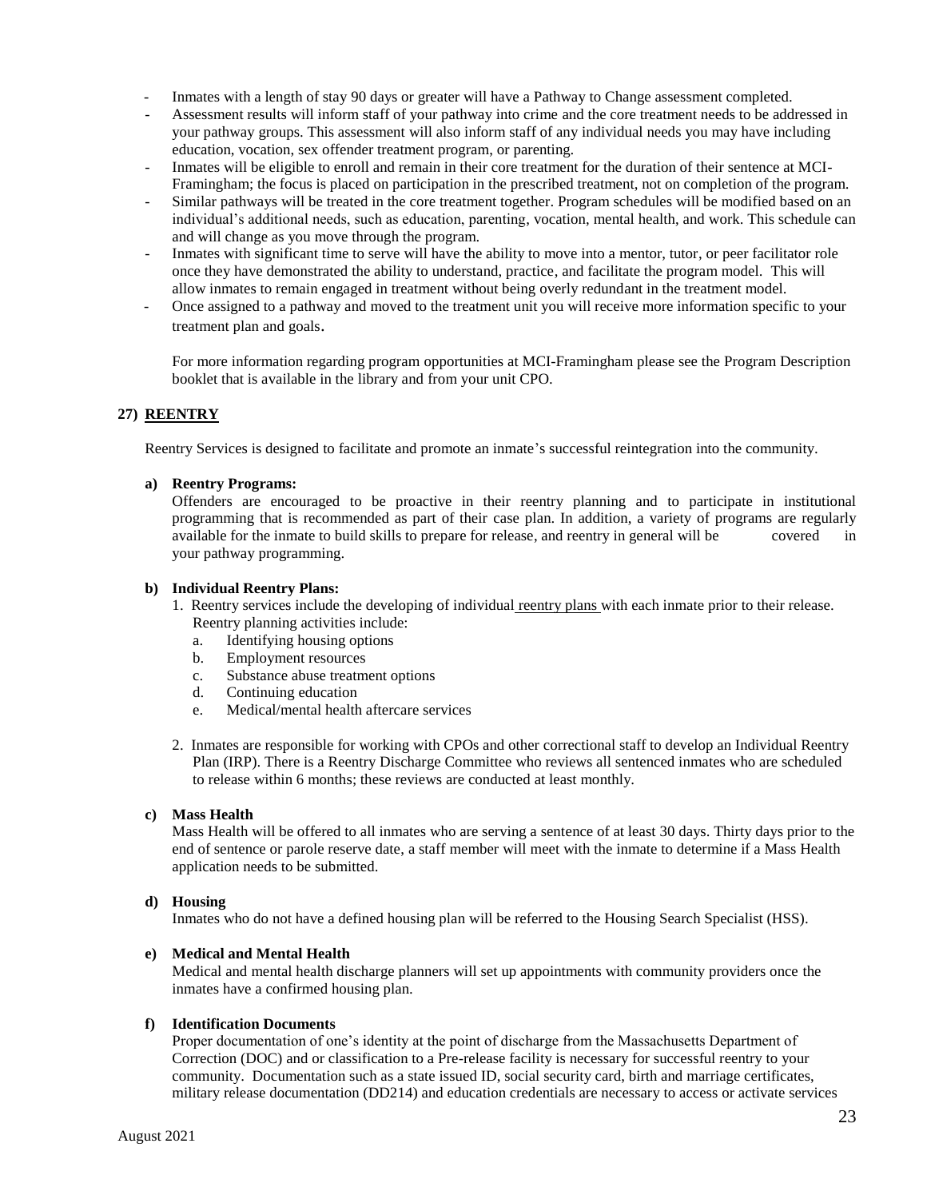- Inmates with a length of stay 90 days or greater will have a Pathway to Change assessment completed.
- Assessment results will inform staff of your pathway into crime and the core treatment needs to be addressed in your pathway groups. This assessment will also inform staff of any individual needs you may have including education, vocation, sex offender treatment program, or parenting.
- Inmates will be eligible to enroll and remain in their core treatment for the duration of their sentence at MCI-Framingham; the focus is placed on participation in the prescribed treatment, not on completion of the program.
- Similar pathways will be treated in the core treatment together. Program schedules will be modified based on an individual's additional needs, such as education, parenting, vocation, mental health, and work. This schedule can and will change as you move through the program.
- Inmates with significant time to serve will have the ability to move into a mentor, tutor, or peer facilitator role once they have demonstrated the ability to understand, practice, and facilitate the program model. This will allow inmates to remain engaged in treatment without being overly redundant in the treatment model.
- Once assigned to a pathway and moved to the treatment unit you will receive more information specific to your treatment plan and goals.

For more information regarding program opportunities at MCI-Framingham please see the Program Description booklet that is available in the library and from your unit CPO.

## 27) REENTRY

Reentry Services is designed to facilitate and promote an inmate's successful reintegration into the community.

**a) Reentry Programs:**

Offenders are encouraged to be proactive in their reentry planning and to participate in institutional programming that is recommended as part of their case plan. In addition, a variety of programs are regularly available for the inmate to build skills to prepare for release, and reentry in general will be covered in your pathway programming.

**b) Individual Reentry Plans:**

1. Reentry services include the developing of individual reentry plans with each inmate prior to their release. Reentry planning activities include:
   a. Identifying housing options
   b. Employment resources
   c. Substance abuse treatment options
   d. Continuing education
   e. Medical/mental health aftercare services

2. Inmates are responsible for working with CPOs and other correctional staff to develop an Individual Reentry Plan (IRP). There is a Reentry Discharge Committee who reviews all sentenced inmates who are scheduled to release within 6 months; these reviews are conducted at least monthly.

**c) Mass Health**

Mass Health will be offered to all inmates who are serving a sentence of at least 30 days. Thirty days prior to the end of sentence or parole reserve date, a staff member will meet with the inmate to determine if a Mass Health application needs to be submitted.

**d) Housing**

Inmates who do not have a defined housing plan will be referred to the Housing Search Specialist (HSS).

**e) Medical and Mental Health**

Medical and mental health discharge planners will set up appointments with community providers once the inmates have a confirmed housing plan.

**f) Identification Documents**

Proper documentation of one's identity at the point of discharge from the Massachusetts Department of Correction (DOC) and or classification to a Pre-release facility is necessary for successful reentry to your community. Documentation such as a state issued ID, social security card, birth and marriage certificates, military release documentation (DD214) and education credentials are necessary to access or activate services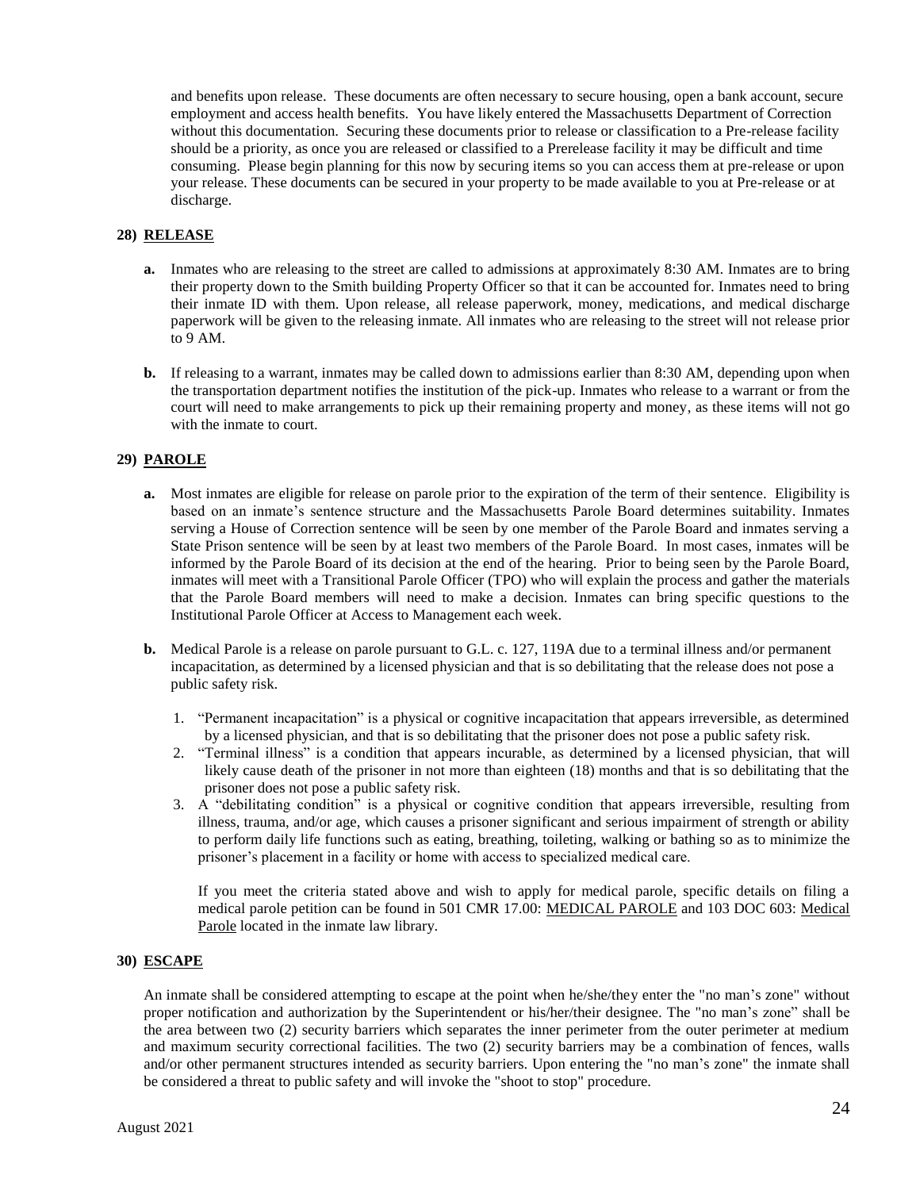and benefits upon release. These documents are often necessary to secure housing, open a bank account, secure employment and access health benefits. You have likely entered the Massachusetts Department of Correction without this documentation. Securing these documents prior to release or classification to a Pre-release facility should be a priority, as once you are released or classified to a Prerelease facility it may be difficult and time consuming. Please begin planning for this now by securing items so you can access them at pre-release or upon your release. These documents can be secured in your property to be made available to you at Pre-release or at discharge.

## 28) RELEASE

**a.** Inmates who are releasing to the street are called to admissions at approximately 8:30 AM. Inmates are to bring their property down to the Smith building Property Officer so that it can be accounted for. Inmates need to bring their inmate ID with them. Upon release, all release paperwork, money, medications, and medical discharge paperwork will be given to the releasing inmate. All inmates who are releasing to the street will not release prior to 9 AM.

**b.** If releasing to a warrant, inmates may be called down to admissions earlier than 8:30 AM, depending upon when the transportation department notifies the institution of the pick-up. Inmates who release to a warrant or from the court will need to make arrangements to pick up their remaining property and money, as these items will not go with the inmate to court.

## 29) PAROLE

**a.** Most inmates are eligible for release on parole prior to the expiration of the term of their sentence. Eligibility is based on an inmate's sentence structure and the Massachusetts Parole Board determines suitability. Inmates serving a House of Correction sentence will be seen by one member of the Parole Board and inmates serving a State Prison sentence will be seen by at least two members of the Parole Board. In most cases, inmates will be informed by the Parole Board of its decision at the end of the hearing. Prior to being seen by the Parole Board, inmates will meet with a Transitional Parole Officer (TPO) who will explain the process and gather the materials that the Parole Board members will need to make a decision. Inmates can bring specific questions to the Institutional Parole Officer at Access to Management each week.

**b.** Medical Parole is a release on parole pursuant to G.L. c. 127, 119A due to a terminal illness and/or permanent incapacitation, as determined by a licensed physician and that is so debilitating that the release does not pose a public safety risk.

1. "Permanent incapacitation" is a physical or cognitive incapacitation that appears irreversible, as determined by a licensed physician, and that is so debilitating that the prisoner does not pose a public safety risk.
2. "Terminal illness" is a condition that appears incurable, as determined by a licensed physician, that will likely cause death of the prisoner in not more than eighteen (18) months and that is so debilitating that the prisoner does not pose a public safety risk.
3. A "debilitating condition" is a physical or cognitive condition that appears irreversible, resulting from illness, trauma, and/or age, which causes a prisoner significant and serious impairment of strength or ability to perform daily life functions such as eating, breathing, toileting, walking or bathing so as to minimize the prisoner's placement in a facility or home with access to specialized medical care.

If you meet the criteria stated above and wish to apply for medical parole, specific details on filing a medical parole petition can be found in 501 CMR 17.00: MEDICAL PAROLE and 103 DOC 603: Medical Parole located in the inmate law library.

## 30) ESCAPE

An inmate shall be considered attempting to escape at the point when he/she/they enter the "no man's zone" without proper notification and authorization by the Superintendent or his/her/their designee. The "no man's zone" shall be the area between two (2) security barriers which separates the inner perimeter from the outer perimeter at medium and maximum security correctional facilities. The two (2) security barriers may be a combination of fences, walls and/or other permanent structures intended as security barriers. Upon entering the "no man's zone" the inmate shall be considered a threat to public safety and will invoke the "shoot to stop" procedure.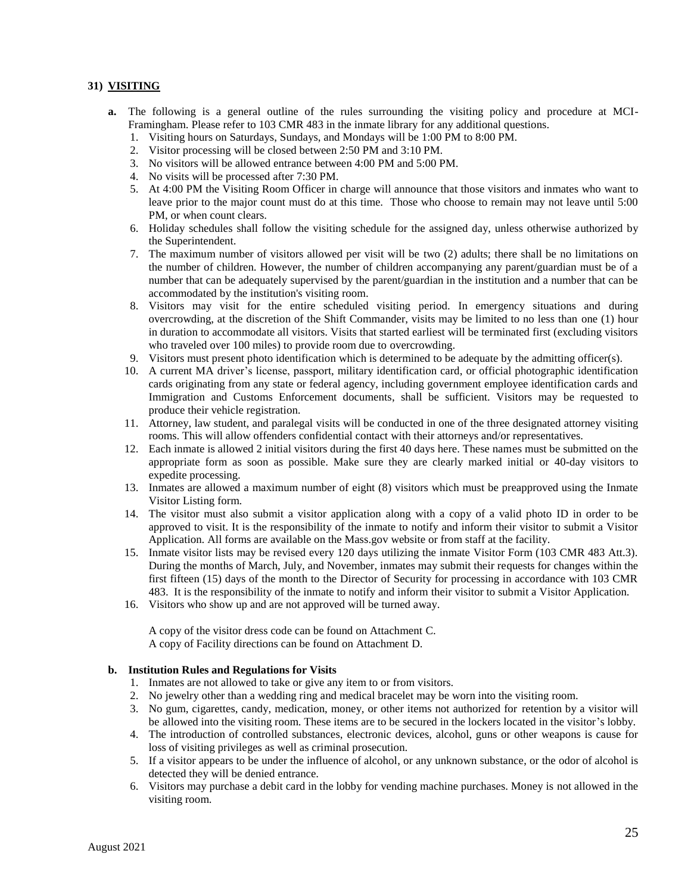## 31) VISITING

**a.** The following is a general outline of the rules surrounding the visiting policy and procedure at MCI-Framingham. Please refer to 103 CMR 483 in the inmate library for any additional questions.

1. Visiting hours on Saturdays, Sundays, and Mondays will be 1:00 PM to 8:00 PM.
2. Visitor processing will be closed between 2:50 PM and 3:10 PM.
3. No visitors will be allowed entrance between 4:00 PM and 5:00 PM.
4. No visits will be processed after 7:30 PM.
5. At 4:00 PM the Visiting Room Officer in charge will announce that those visitors and inmates who want to leave prior to the major count must do at this time. Those who choose to remain may not leave until 5:00 PM, or when count clears.
6. Holiday schedules shall follow the visiting schedule for the assigned day, unless otherwise authorized by the Superintendent.
7. The maximum number of visitors allowed per visit will be two (2) adults; there shall be no limitations on the number of children. However, the number of children accompanying any parent/guardian must be of a number that can be adequately supervised by the parent/guardian in the institution and a number that can be accommodated by the institution's visiting room.
8. Visitors may visit for the entire scheduled visiting period. In emergency situations and during overcrowding, at the discretion of the Shift Commander, visits may be limited to no less than one (1) hour in duration to accommodate all visitors. Visits that started earliest will be terminated first (excluding visitors who traveled over 100 miles) to provide room due to overcrowding.
9. Visitors must present photo identification which is determined to be adequate by the admitting officer(s).
10. A current MA driver's license, passport, military identification card, or official photographic identification cards originating from any state or federal agency, including government employee identification cards and Immigration and Customs Enforcement documents, shall be sufficient. Visitors may be requested to produce their vehicle registration.
11. Attorney, law student, and paralegal visits will be conducted in one of the three designated attorney visiting rooms. This will allow offenders confidential contact with their attorneys and/or representatives.
12. Each inmate is allowed 2 initial visitors during the first 40 days here. These names must be submitted on the appropriate form as soon as possible. Make sure they are clearly marked initial or 40-day visitors to expedite processing.
13. Inmates are allowed a maximum number of eight (8) visitors which must be preapproved using the Inmate Visitor Listing form.
14. The visitor must also submit a visitor application along with a copy of a valid photo ID in order to be approved to visit. It is the responsibility of the inmate to notify and inform their visitor to submit a Visitor Application. All forms are available on the Mass.gov website or from staff at the facility.
15. Inmate visitor lists may be revised every 120 days utilizing the inmate Visitor Form (103 CMR 483 Att.3). During the months of March, July, and November, inmates may submit their requests for changes within the first fifteen (15) days of the month to the Director of Security for processing in accordance with 103 CMR 483. It is the responsibility of the inmate to notify and inform their visitor to submit a Visitor Application.
16. Visitors who show up and are not approved will be turned away.

A copy of the visitor dress code can be found on Attachment C.
A copy of Facility directions can be found on Attachment D.

**b. Institution Rules and Regulations for Visits**

1. Inmates are not allowed to take or give any item to or from visitors.
2. No jewelry other than a wedding ring and medical bracelet may be worn into the visiting room.
3. No gum, cigarettes, candy, medication, money, or other items not authorized for retention by a visitor will be allowed into the visiting room. These items are to be secured in the lockers located in the visitor's lobby.
4. The introduction of controlled substances, electronic devices, alcohol, guns or other weapons is cause for loss of visiting privileges as well as criminal prosecution.
5. If a visitor appears to be under the influence of alcohol, or any unknown substance, or the odor of alcohol is detected they will be denied entrance.
6. Visitors may purchase a debit card in the lobby for vending machine purchases. Money is not allowed in the visiting room.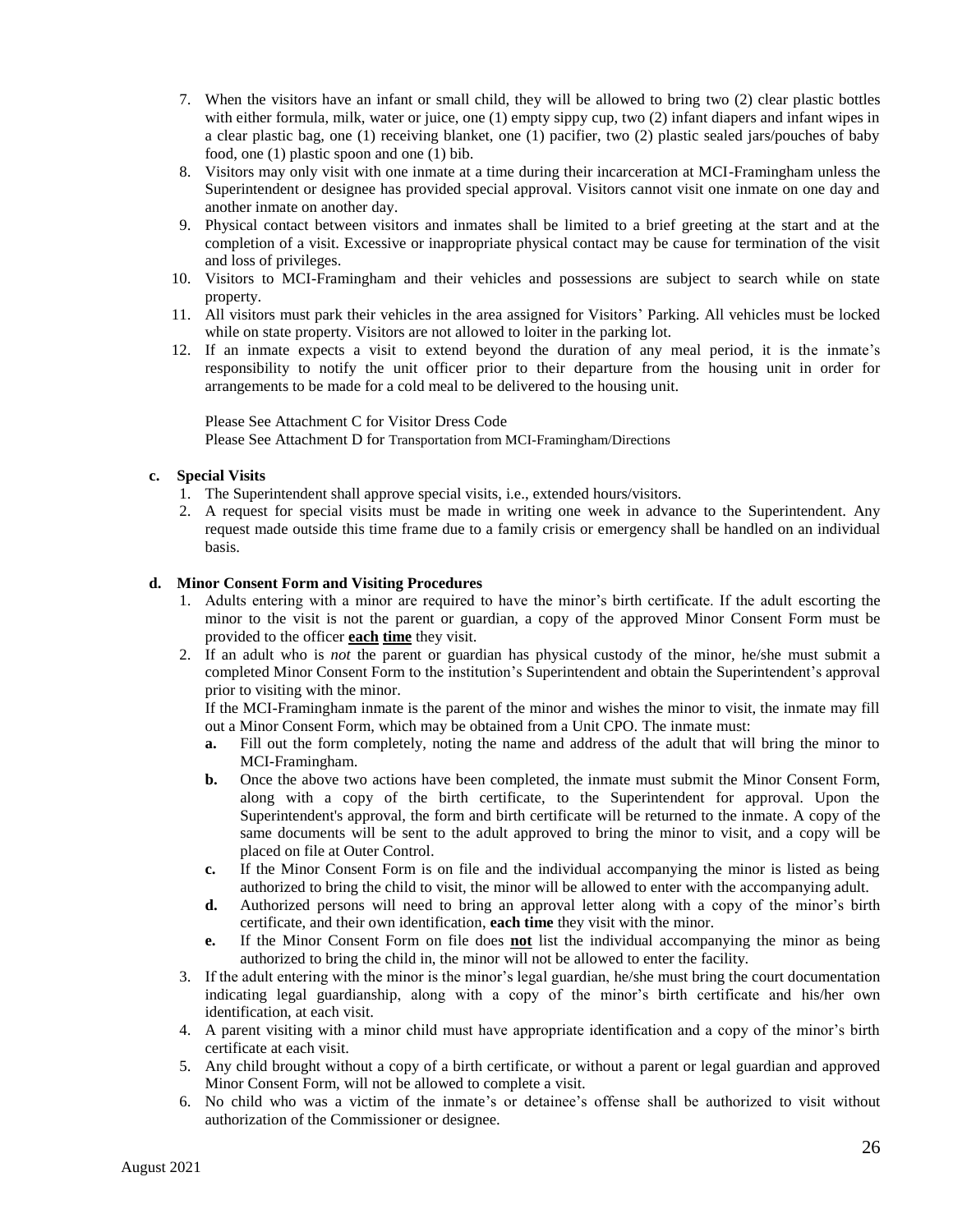7. When the visitors have an infant or small child, they will be allowed to bring two (2) clear plastic bottles with either formula, milk, water or juice, one (1) empty sippy cup, two (2) infant diapers and infant wipes in a clear plastic bag, one (1) receiving blanket, one (1) pacifier, two (2) plastic sealed jars/pouches of baby food, one (1) plastic spoon and one (1) bib.
8. Visitors may only visit with one inmate at a time during their incarceration at MCI-Framingham unless the Superintendent or designee has provided special approval. Visitors cannot visit one inmate on one day and another inmate on another day.
9. Physical contact between visitors and inmates shall be limited to a brief greeting at the start and at the completion of a visit. Excessive or inappropriate physical contact may be cause for termination of the visit and loss of privileges.
10. Visitors to MCI-Framingham and their vehicles and possessions are subject to search while on state property.
11. All visitors must park their vehicles in the area assigned for Visitors' Parking. All vehicles must be locked while on state property. Visitors are not allowed to loiter in the parking lot.
12. If an inmate expects a visit to extend beyond the duration of any meal period, it is the inmate's responsibility to notify the unit officer prior to their departure from the housing unit in order for arrangements to be made for a cold meal to be delivered to the housing unit.

Please See Attachment C for Visitor Dress Code
Please See Attachment D for Transportation from MCI-Framingham/Directions

**c. Special Visits**

1. The Superintendent shall approve special visits, i.e., extended hours/visitors.
2. A request for special visits must be made in writing one week in advance to the Superintendent. Any request made outside this time frame due to a family crisis or emergency shall be handled on an individual basis.

**d. Minor Consent Form and Visiting Procedures**

1. Adults entering with a minor are required to have the minor's birth certificate. If the adult escorting the minor to the visit is not the parent or guardian, a copy of the approved Minor Consent Form must be provided to the officer **each time** they visit.
2. If an adult who is *not* the parent or guardian has physical custody of the minor, he/she must submit a completed Minor Consent Form to the institution's Superintendent and obtain the Superintendent's approval prior to visiting with the minor.
   If the MCI-Framingham inmate is the parent of the minor and wishes the minor to visit, the inmate may fill out a Minor Consent Form, which may be obtained from a Unit CPO. The inmate must:
   **a.** Fill out the form completely, noting the name and address of the adult that will bring the minor to MCI-Framingham.
   **b.** Once the above two actions have been completed, the inmate must submit the Minor Consent Form, along with a copy of the birth certificate, to the Superintendent for approval. Upon the Superintendent's approval, the form and birth certificate will be returned to the inmate. A copy of the same documents will be sent to the adult approved to bring the minor to visit, and a copy will be placed on file at Outer Control.
   **c.** If the Minor Consent Form is on file and the individual accompanying the minor is listed as being authorized to bring the child to visit, the minor will be allowed to enter with the accompanying adult.
   **d.** Authorized persons will need to bring an approval letter along with a copy of the minor's birth certificate, and their own identification, **each time** they visit with the minor.
   **e.** If the Minor Consent Form on file does **not** list the individual accompanying the minor as being authorized to bring the child in, the minor will not be allowed to enter the facility.
3. If the adult entering with the minor is the minor's legal guardian, he/she must bring the court documentation indicating legal guardianship, along with a copy of the minor's birth certificate and his/her own identification, at each visit.
4. A parent visiting with a minor child must have appropriate identification and a copy of the minor's birth certificate at each visit.
5. Any child brought without a copy of a birth certificate, or without a parent or legal guardian and approved Minor Consent Form, will not be allowed to complete a visit.
6. No child who was a victim of the inmate's or detainee's offense shall be authorized to visit without authorization of the Commissioner or designee.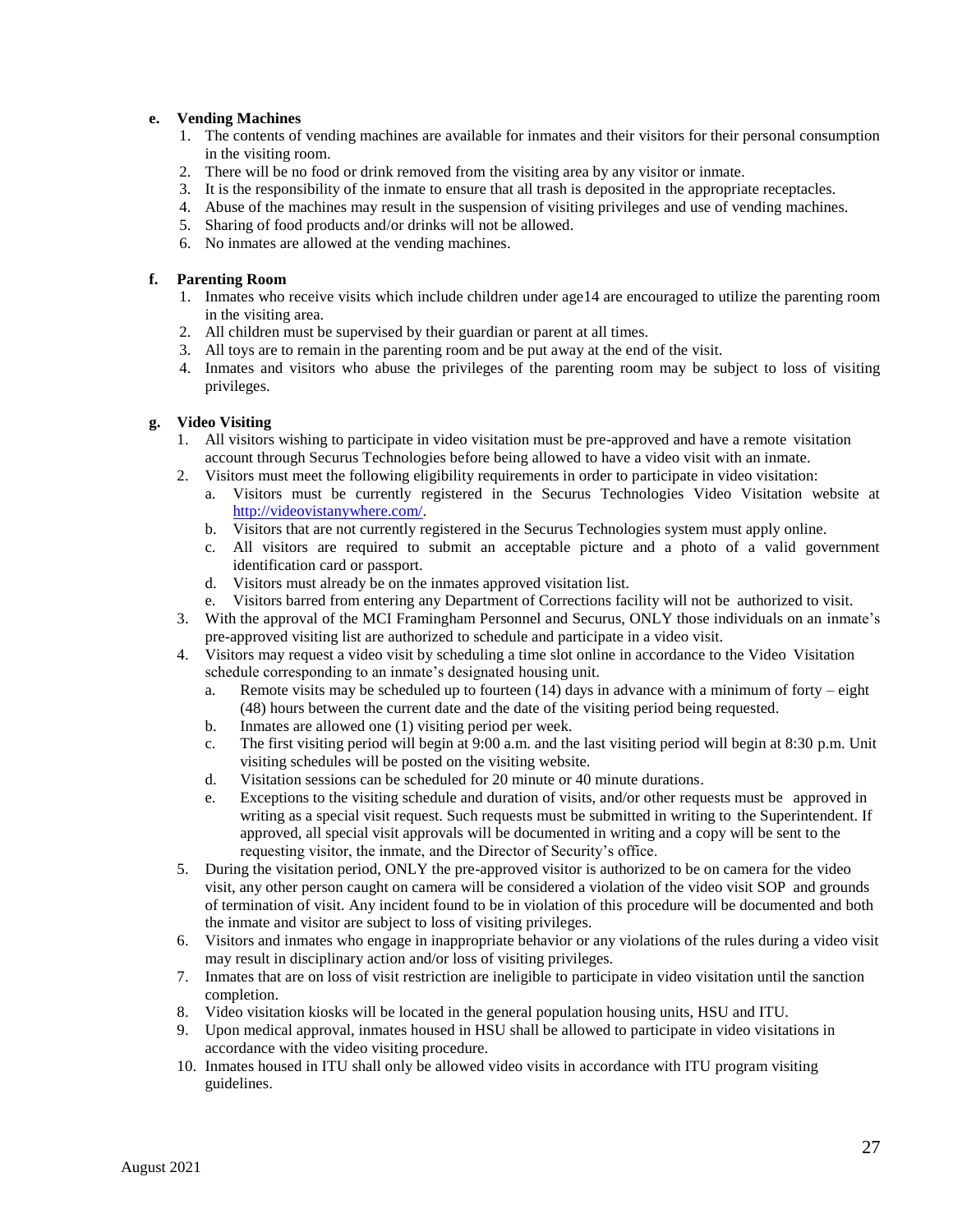**e. Vending Machines**

1. The contents of vending machines are available for inmates and their visitors for their personal consumption in the visiting room.
2. There will be no food or drink removed from the visiting area by any visitor or inmate.
3. It is the responsibility of the inmate to ensure that all trash is deposited in the appropriate receptacles.
4. Abuse of the machines may result in the suspension of visiting privileges and use of vending machines.
5. Sharing of food products and/or drinks will not be allowed.
6. No inmates are allowed at the vending machines.

**f. Parenting Room**

1. Inmates who receive visits which include children under age14 are encouraged to utilize the parenting room in the visiting area.
2. All children must be supervised by their guardian or parent at all times.
3. All toys are to remain in the parenting room and be put away at the end of the visit.
4. Inmates and visitors who abuse the privileges of the parenting room may be subject to loss of visiting privileges.

**g. Video Visiting**

1. All visitors wishing to participate in video visitation must be pre-approved and have a remote visitation account through Securus Technologies before being allowed to have a video visit with an inmate.
2. Visitors must meet the following eligibility requirements in order to participate in video visitation:
   a. Visitors must be currently registered in the Securus Technologies Video Visitation website at http://videovistanywhere.com/.
   b. Visitors that are not currently registered in the Securus Technologies system must apply online.
   c. All visitors are required to submit an acceptable picture and a photo of a valid government identification card or passport.
   d. Visitors must already be on the inmates approved visitation list.
   e. Visitors barred from entering any Department of Corrections facility will not be authorized to visit.
3. With the approval of the MCI Framingham Personnel and Securus, ONLY those individuals on an inmate's pre-approved visiting list are authorized to schedule and participate in a video visit.
4. Visitors may request a video visit by scheduling a time slot online in accordance to the Video Visitation schedule corresponding to an inmate's designated housing unit.
   a. Remote visits may be scheduled up to fourteen (14) days in advance with a minimum of forty – eight (48) hours between the current date and the date of the visiting period being requested.
   b. Inmates are allowed one (1) visiting period per week.
   c. The first visiting period will begin at 9:00 a.m. and the last visiting period will begin at 8:30 p.m. Unit visiting schedules will be posted on the visiting website.
   d. Visitation sessions can be scheduled for 20 minute or 40 minute durations.
   e. Exceptions to the visiting schedule and duration of visits, and/or other requests must be approved in writing as a special visit request. Such requests must be submitted in writing to the Superintendent. If approved, all special visit approvals will be documented in writing and a copy will be sent to the requesting visitor, the inmate, and the Director of Security's office.
5. During the visitation period, ONLY the pre-approved visitor is authorized to be on camera for the video visit, any other person caught on camera will be considered a violation of the video visit SOP and grounds of termination of visit. Any incident found to be in violation of this procedure will be documented and both the inmate and visitor are subject to loss of visiting privileges.
6. Visitors and inmates who engage in inappropriate behavior or any violations of the rules during a video visit may result in disciplinary action and/or loss of visiting privileges.
7. Inmates that are on loss of visit restriction are ineligible to participate in video visitation until the sanction completion.
8. Video visitation kiosks will be located in the general population housing units, HSU and ITU.
9. Upon medical approval, inmates housed in HSU shall be allowed to participate in video visitations in accordance with the video visiting procedure.
10. Inmates housed in ITU shall only be allowed video visits in accordance with ITU program visiting guidelines.

August 2021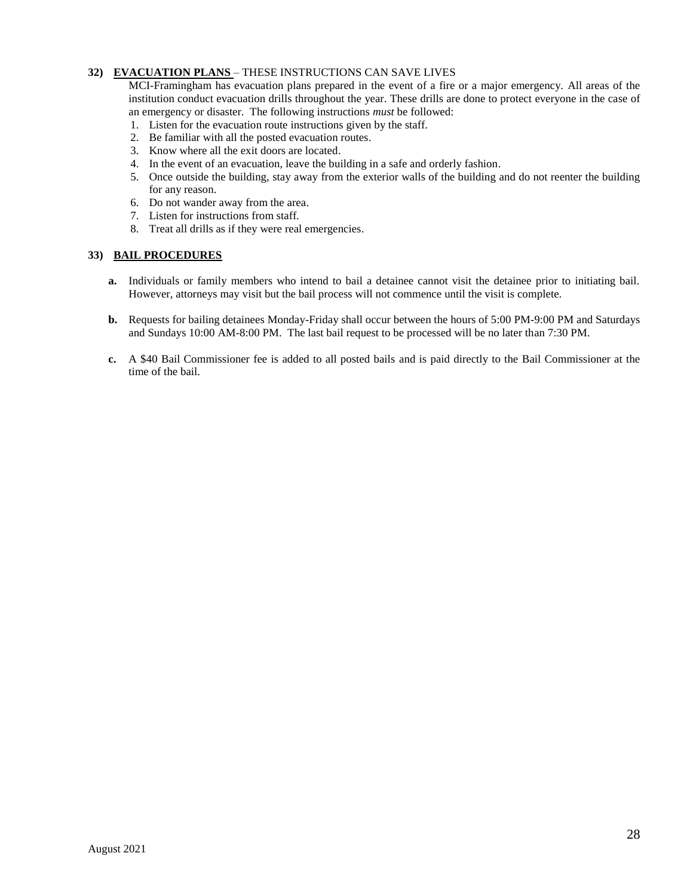**32) EVACUATION PLANS** – THESE INSTRUCTIONS CAN SAVE LIVES

MCI-Framingham has evacuation plans prepared in the event of a fire or a major emergency. All areas of the institution conduct evacuation drills throughout the year. These drills are done to protect everyone in the case of an emergency or disaster. The following instructions *must* be followed:

1. Listen for the evacuation route instructions given by the staff.
2. Be familiar with all the posted evacuation routes.
3. Know where all the exit doors are located.
4. In the event of an evacuation, leave the building in a safe and orderly fashion.
5. Once outside the building, stay away from the exterior walls of the building and do not reenter the building for any reason.
6. Do not wander away from the area.
7. Listen for instructions from staff.
8. Treat all drills as if they were real emergencies.

**33) BAIL PROCEDURES**

**a.** Individuals or family members who intend to bail a detainee cannot visit the detainee prior to initiating bail. However, attorneys may visit but the bail process will not commence until the visit is complete.

**b.** Requests for bailing detainees Monday-Friday shall occur between the hours of 5:00 PM-9:00 PM and Saturdays and Sundays 10:00 AM-8:00 PM. The last bail request to be processed will be no later than 7:30 PM.

**c.** A $40 Bail Commissioner fee is added to all posted bails and is paid directly to the Bail Commissioner at the time of the bail.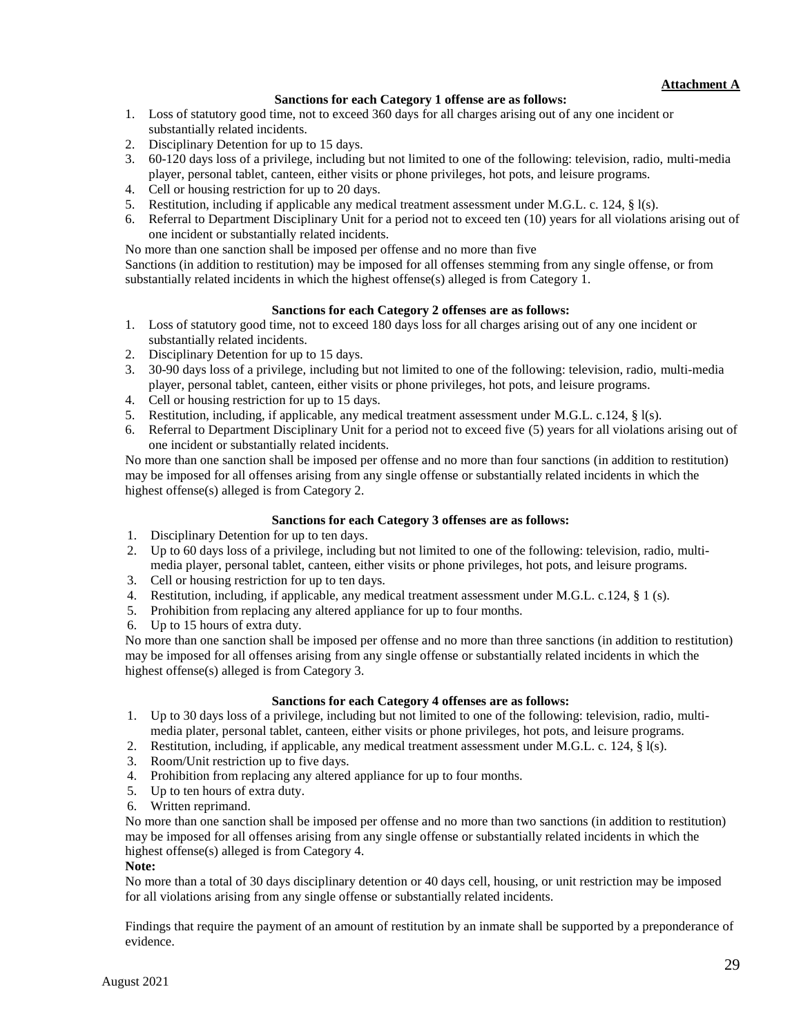**Attachment A**

**Sanctions for each Category 1 offense are as follows:**

1. Loss of statutory good time, not to exceed 360 days for all charges arising out of any one incident or substantially related incidents.
2. Disciplinary Detention for up to 15 days.
3. 60-120 days loss of a privilege, including but not limited to one of the following: television, radio, multi-media player, personal tablet, canteen, either visits or phone privileges, hot pots, and leisure programs.
4. Cell or housing restriction for up to 20 days.
5. Restitution, including if applicable any medical treatment assessment under M.G.L. c. 124, § l(s).
6. Referral to Department Disciplinary Unit for a period not to exceed ten (10) years for all violations arising out of one incident or substantially related incidents.

No more than one sanction shall be imposed per offense and no more than five
Sanctions (in addition to restitution) may be imposed for all offenses stemming from any single offense, or from substantially related incidents in which the highest offense(s) alleged is from Category 1.

**Sanctions for each Category 2 offenses are as follows:**

1. Loss of statutory good time, not to exceed 180 days loss for all charges arising out of any one incident or substantially related incidents.
2. Disciplinary Detention for up to 15 days.
3. 30-90 days loss of a privilege, including but not limited to one of the following: television, radio, multi-media player, personal tablet, canteen, either visits or phone privileges, hot pots, and leisure programs.
4. Cell or housing restriction for up to 15 days.
5. Restitution, including, if applicable, any medical treatment assessment under M.G.L. c.124, § l(s).
6. Referral to Department Disciplinary Unit for a period not to exceed five (5) years for all violations arising out of one incident or substantially related incidents.

No more than one sanction shall be imposed per offense and no more than four sanctions (in addition to restitution) may be imposed for all offenses arising from any single offense or substantially related incidents in which the highest offense(s) alleged is from Category 2.

**Sanctions for each Category 3 offenses are as follows:**

1. Disciplinary Detention for up to ten days.
2. Up to 60 days loss of a privilege, including but not limited to one of the following: television, radio, multi-media player, personal tablet, canteen, either visits or phone privileges, hot pots, and leisure programs.
3. Cell or housing restriction for up to ten days.
4. Restitution, including, if applicable, any medical treatment assessment under M.G.L. c.124, § 1 (s).
5. Prohibition from replacing any altered appliance for up to four months.
6. Up to 15 hours of extra duty.

No more than one sanction shall be imposed per offense and no more than three sanctions (in addition to restitution) may be imposed for all offenses arising from any single offense or substantially related incidents in which the highest offense(s) alleged is from Category 3.

**Sanctions for each Category 4 offenses are as follows:**

1. Up to 30 days loss of a privilege, including but not limited to one of the following: television, radio, multi-media plater, personal tablet, canteen, either visits or phone privileges, hot pots, and leisure programs.
2. Restitution, including, if applicable, any medical treatment assessment under M.G.L. c. 124, § l(s).
3. Room/Unit restriction up to five days.
4. Prohibition from replacing any altered appliance for up to four months.
5. Up to ten hours of extra duty.
6. Written reprimand.

No more than one sanction shall be imposed per offense and no more than two sanctions (in addition to restitution) may be imposed for all offenses arising from any single offense or substantially related incidents in which the highest offense(s) alleged is from Category 4.

**Note:**

No more than a total of 30 days disciplinary detention or 40 days cell, housing, or unit restriction may be imposed for all violations arising from any single offense or substantially related incidents.

Findings that require the payment of an amount of restitution by an inmate shall be supported by a preponderance of evidence.

August 2021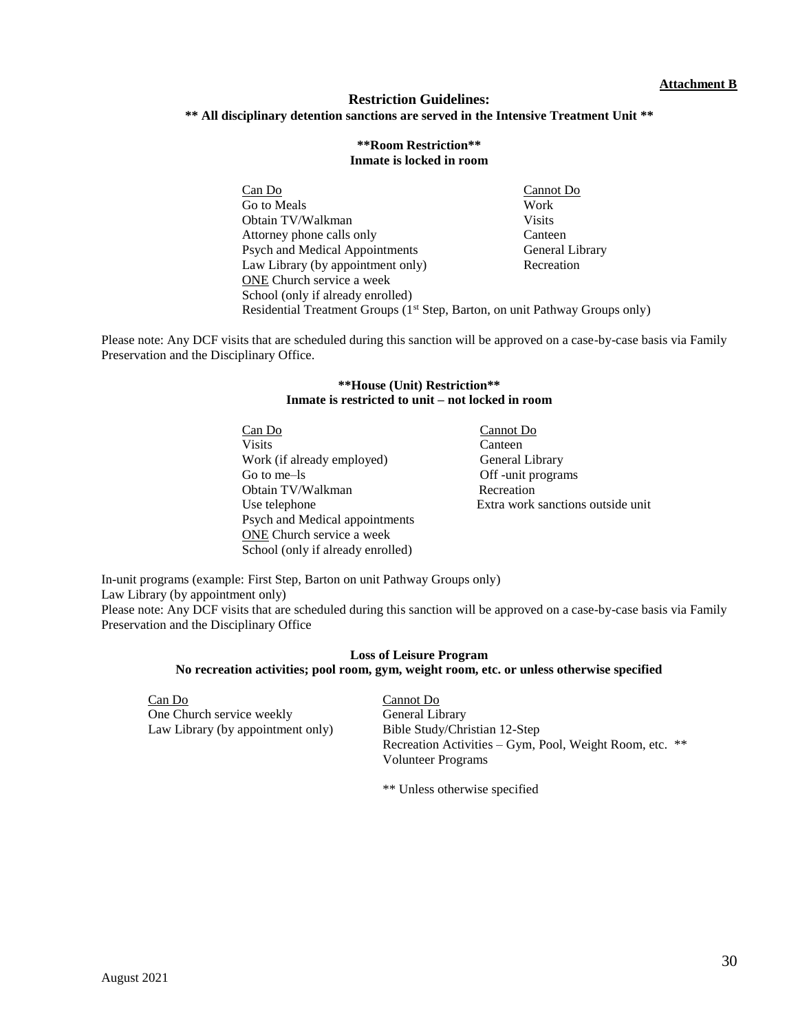**Attachment B**

## Restriction Guidelines:

**\*\* All disciplinary detention sanctions are served in the Intensive Treatment Unit \*\***

### **Room Restriction**

**Inmate is locked in room**

| Can Do | Cannot Do |
|---|---|
| Go to Meals | Work |
| Obtain TV/Walkman | Visits |
| Attorney phone calls only | Canteen |
| Psych and Medical Appointments | General Library |
| Law Library (by appointment only) | Recreation |
| ONE Church service a week | |
| School (only if already enrolled) | |
| Residential Treatment Groups (1st Step, Barton, on unit Pathway Groups only) | |

Please note: Any DCF visits that are scheduled during this sanction will be approved on a case-by-case basis via Family Preservation and the Disciplinary Office.

### **House (Unit) Restriction**

**Inmate is restricted to unit – not locked in room**

| Can Do | Cannot Do |
|---|---|
| Visits | Canteen |
| Work (if already employed) | General Library |
| Go to me–ls | Off -unit programs |
| Obtain TV/Walkman | Recreation |
| Use telephone | Extra work sanctions outside unit |
| Psych and Medical appointments | |
| ONE Church service a week | |
| School (only if already enrolled) | |

In-unit programs (example: First Step, Barton on unit Pathway Groups only)

Law Library (by appointment only)

Please note: Any DCF visits that are scheduled during this sanction will be approved on a case-by-case basis via Family Preservation and the Disciplinary Office

### Loss of Leisure Program

**No recreation activities; pool room, gym, weight room, etc. or unless otherwise specified**

| Can Do | Cannot Do |
|---|---|
| One Church service weekly | General Library |
| Law Library (by appointment only) | Bible Study/Christian 12-Step |
| | Recreation Activities – Gym, Pool, Weight Room, etc. ** |
| | Volunteer Programs |

** Unless otherwise specified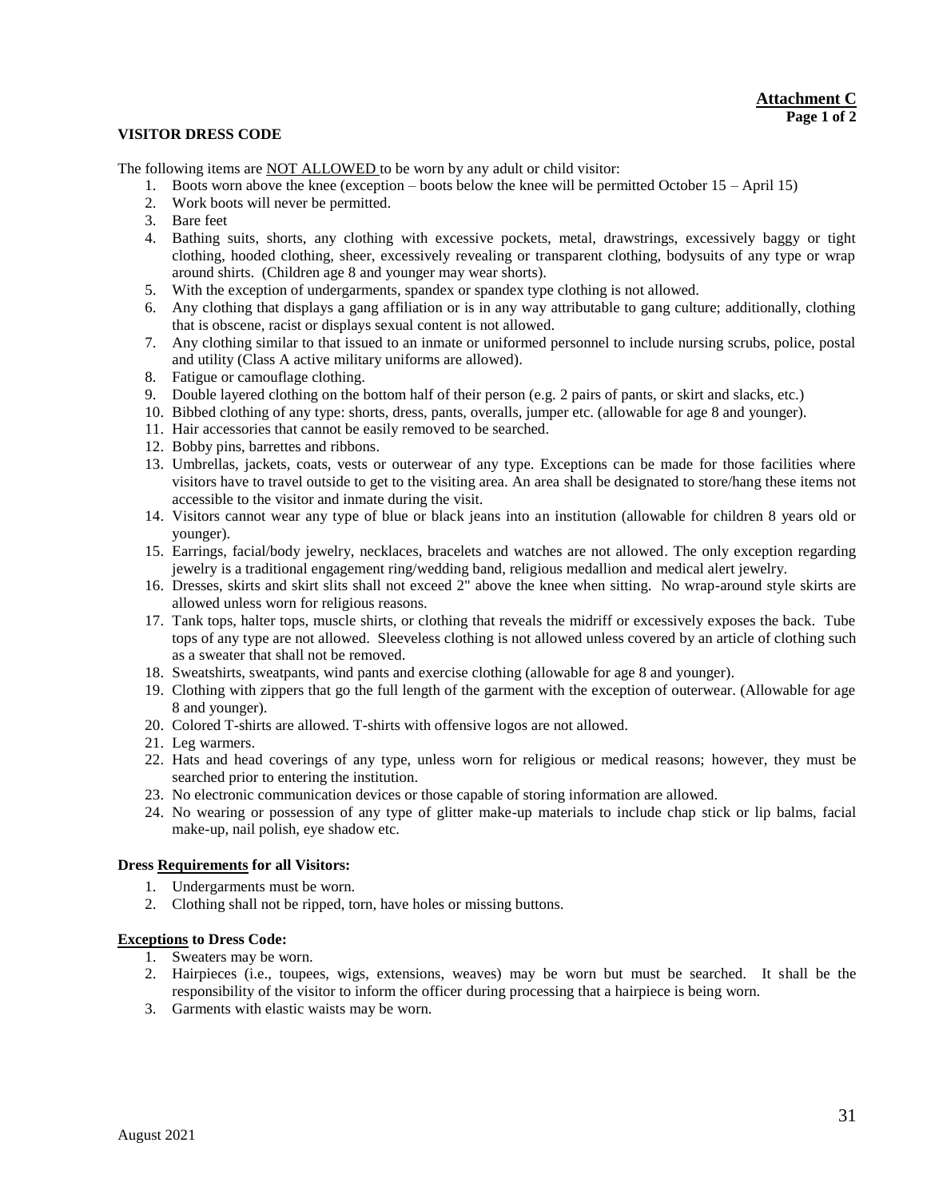**Attachment C**
**Page 1 of 2**

**VISITOR DRESS CODE**

The following items are NOT ALLOWED to be worn by any adult or child visitor:

1. Boots worn above the knee (exception – boots below the knee will be permitted October 15 – April 15)
2. Work boots will never be permitted.
3. Bare feet
4. Bathing suits, shorts, any clothing with excessive pockets, metal, drawstrings, excessively baggy or tight clothing, hooded clothing, sheer, excessively revealing or transparent clothing, bodysuits of any type or wrap around shirts. (Children age 8 and younger may wear shorts).
5. With the exception of undergarments, spandex or spandex type clothing is not allowed.
6. Any clothing that displays a gang affiliation or is in any way attributable to gang culture; additionally, clothing that is obscene, racist or displays sexual content is not allowed.
7. Any clothing similar to that issued to an inmate or uniformed personnel to include nursing scrubs, police, postal and utility (Class A active military uniforms are allowed).
8. Fatigue or camouflage clothing.
9. Double layered clothing on the bottom half of their person (e.g. 2 pairs of pants, or skirt and slacks, etc.)
10. Bibbed clothing of any type: shorts, dress, pants, overalls, jumper etc. (allowable for age 8 and younger).
11. Hair accessories that cannot be easily removed to be searched.
12. Bobby pins, barrettes and ribbons.
13. Umbrellas, jackets, coats, vests or outerwear of any type. Exceptions can be made for those facilities where visitors have to travel outside to get to the visiting area. An area shall be designated to store/hang these items not accessible to the visitor and inmate during the visit.
14. Visitors cannot wear any type of blue or black jeans into an institution (allowable for children 8 years old or younger).
15. Earrings, facial/body jewelry, necklaces, bracelets and watches are not allowed. The only exception regarding jewelry is a traditional engagement ring/wedding band, religious medallion and medical alert jewelry.
16. Dresses, skirts and skirt slits shall not exceed 2" above the knee when sitting. No wrap-around style skirts are allowed unless worn for religious reasons.
17. Tank tops, halter tops, muscle shirts, or clothing that reveals the midriff or excessively exposes the back. Tube tops of any type are not allowed. Sleeveless clothing is not allowed unless covered by an article of clothing such as a sweater that shall not be removed.
18. Sweatshirts, sweatpants, wind pants and exercise clothing (allowable for age 8 and younger).
19. Clothing with zippers that go the full length of the garment with the exception of outerwear. (Allowable for age 8 and younger).
20. Colored T-shirts are allowed. T-shirts with offensive logos are not allowed.
21. Leg warmers.
22. Hats and head coverings of any type, unless worn for religious or medical reasons; however, they must be searched prior to entering the institution.
23. No electronic communication devices or those capable of storing information are allowed.
24. No wearing or possession of any type of glitter make-up materials to include chap stick or lip balms, facial make-up, nail polish, eye shadow etc.

**Dress Requirements for all Visitors:**

1. Undergarments must be worn.
2. Clothing shall not be ripped, torn, have holes or missing buttons.

**Exceptions to Dress Code:**

1. Sweaters may be worn.
2. Hairpieces (i.e., toupees, wigs, extensions, weaves) may be worn but must be searched. It shall be the responsibility of the visitor to inform the officer during processing that a hairpiece is being worn.
3. Garments with elastic waists may be worn.

August 2021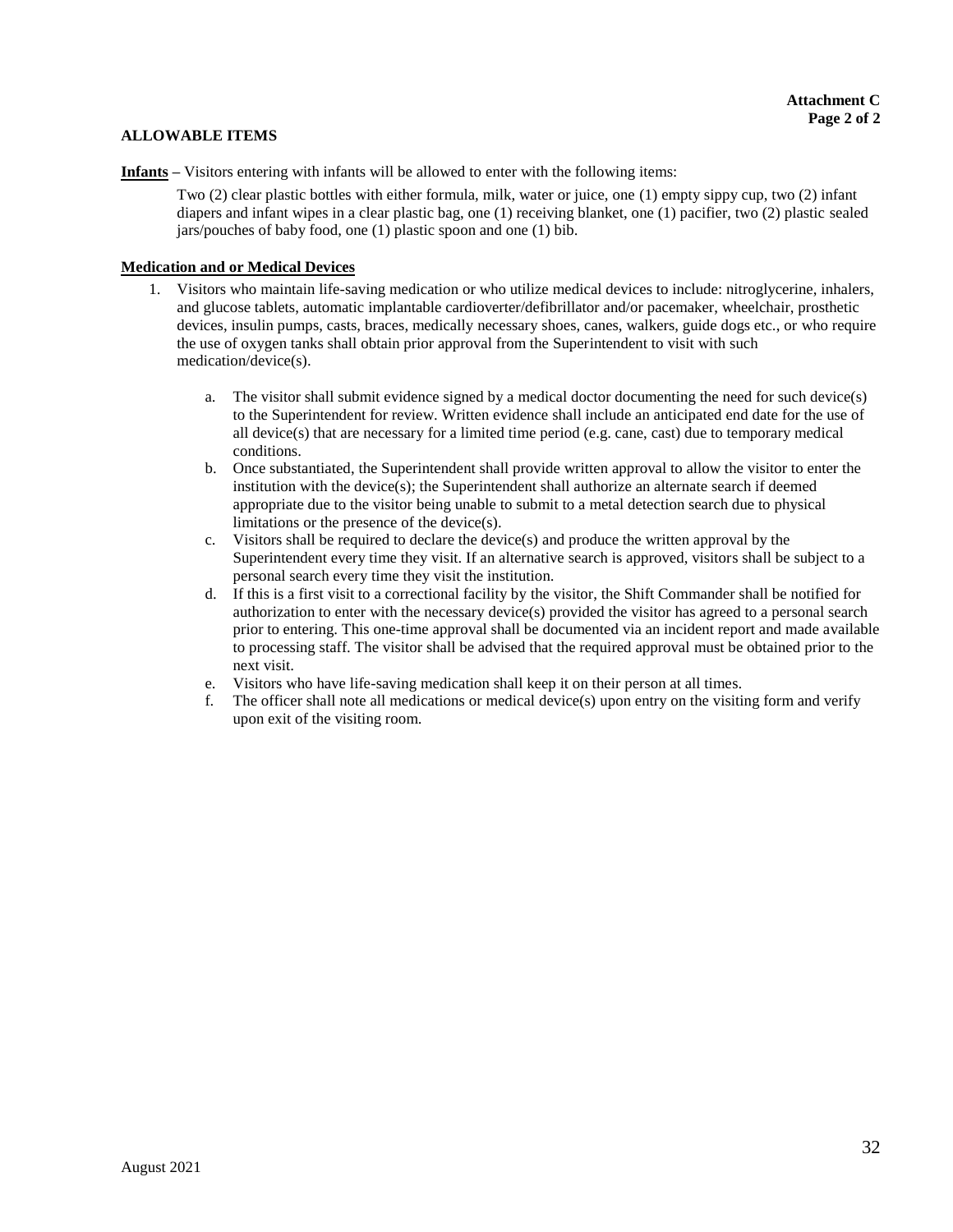**Attachment C**

## ALLOWABLE ITEMS

**Infants** – Visitors entering with infants will be allowed to enter with the following items:

Two (2) clear plastic bottles with either formula, milk, water or juice, one (1) empty sippy cup, two (2) infant diapers and infant wipes in a clear plastic bag, one (1) receiving blanket, one (1) pacifier, two (2) plastic sealed jars/pouches of baby food, one (1) plastic spoon and one (1) bib.

**Medication and or Medical Devices**

1. Visitors who maintain life-saving medication or who utilize medical devices to include: nitroglycerine, inhalers, and glucose tablets, automatic implantable cardioverter/defibrillator and/or pacemaker, wheelchair, prosthetic devices, insulin pumps, casts, braces, medically necessary shoes, canes, walkers, guide dogs etc., or who require the use of oxygen tanks shall obtain prior approval from the Superintendent to visit with such medication/device(s).

    a. The visitor shall submit evidence signed by a medical doctor documenting the need for such device(s) to the Superintendent for review. Written evidence shall include an anticipated end date for the use of all device(s) that are necessary for a limited time period (e.g. cane, cast) due to temporary medical conditions.
    b. Once substantiated, the Superintendent shall provide written approval to allow the visitor to enter the institution with the device(s); the Superintendent shall authorize an alternate search if deemed appropriate due to the visitor being unable to submit to a metal detection search due to physical limitations or the presence of the device(s).
    c. Visitors shall be required to declare the device(s) and produce the written approval by the Superintendent every time they visit. If an alternative search is approved, visitors shall be subject to a personal search every time they visit the institution.
    d. If this is a first visit to a correctional facility by the visitor, the Shift Commander shall be notified for authorization to enter with the necessary device(s) provided the visitor has agreed to a personal search prior to entering. This one-time approval shall be documented via an incident report and made available to processing staff. The visitor shall be advised that the required approval must be obtained prior to the next visit.
    e. Visitors who have life-saving medication shall keep it on their person at all times.
    f. The officer shall note all medications or medical device(s) upon entry on the visiting form and verify upon exit of the visiting room.

August 2021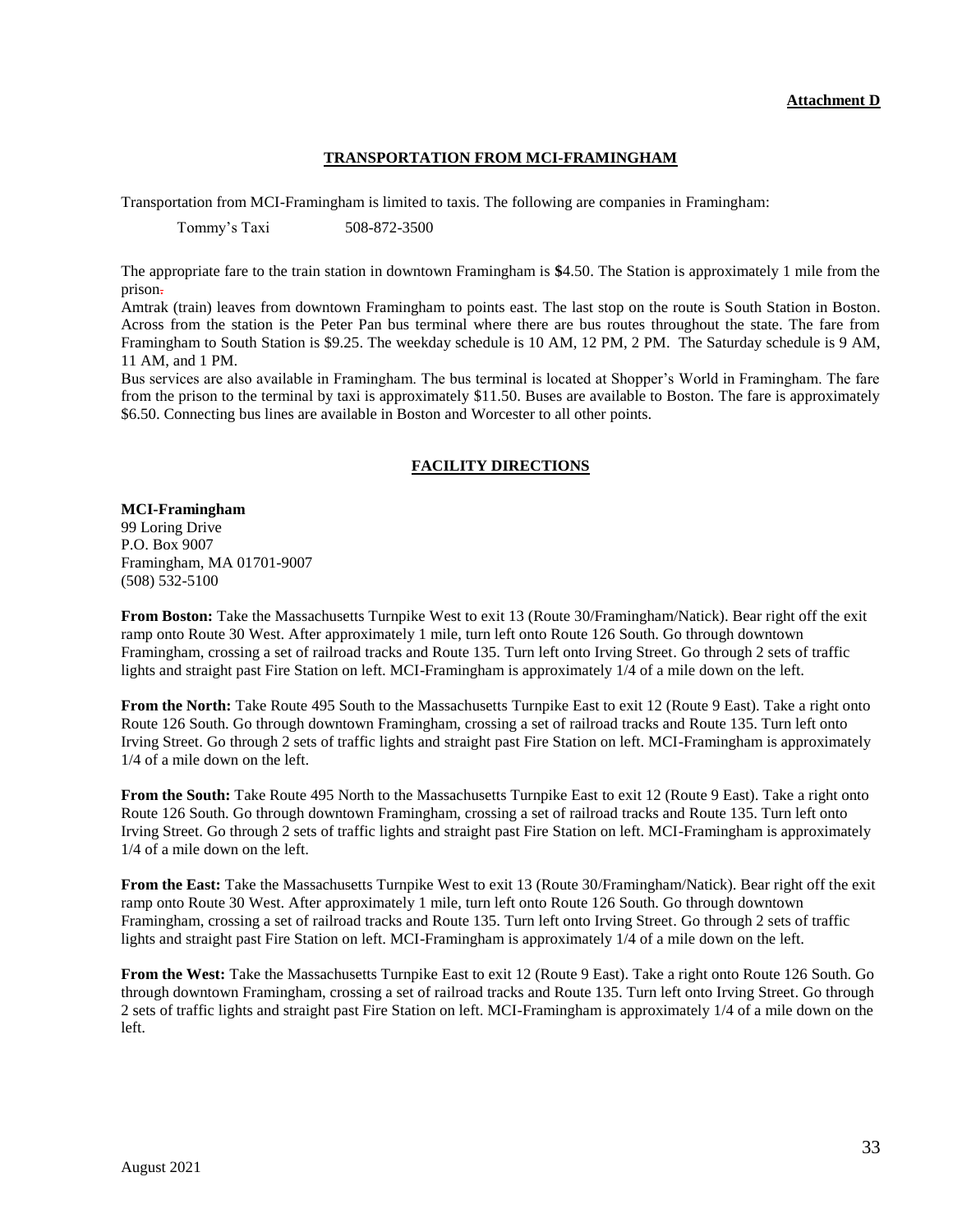**Attachment D**

## TRANSPORTATION FROM MCI-FRAMINGHAM

Transportation from MCI-Framingham is limited to taxis. The following are companies in Framingham:

Tommy's Taxi 508-872-3500

The appropriate fare to the train station in downtown Framingham is $4.50. The Station is approximately 1 mile from the prison.

Amtrak (train) leaves from downtown Framingham to points east. The last stop on the route is South Station in Boston. Across from the station is the Peter Pan bus terminal where there are bus routes throughout the state. The fare from Framingham to South Station is $9.25. The weekday schedule is 10 AM, 12 PM, 2 PM. The Saturday schedule is 9 AM, 11 AM, and 1 PM.

Bus services are also available in Framingham. The bus terminal is located at Shopper's World in Framingham. The fare from the prison to the terminal by taxi is approximately $11.50. Buses are available to Boston. The fare is approximately $6.50. Connecting bus lines are available in Boston and Worcester to all other points.

## FACILITY DIRECTIONS

**MCI-Framingham**
99 Loring Drive
P.O. Box 9007
Framingham, MA 01701-9007
(508) 532-5100

**From Boston:** Take the Massachusetts Turnpike West to exit 13 (Route 30/Framingham/Natick). Bear right off the exit ramp onto Route 30 West. After approximately 1 mile, turn left onto Route 126 South. Go through downtown Framingham, crossing a set of railroad tracks and Route 135. Turn left onto Irving Street. Go through 2 sets of traffic lights and straight past Fire Station on left. MCI-Framingham is approximately 1/4 of a mile down on the left.

**From the North:** Take Route 495 South to the Massachusetts Turnpike East to exit 12 (Route 9 East). Take a right onto Route 126 South. Go through downtown Framingham, crossing a set of railroad tracks and Route 135. Turn left onto Irving Street. Go through 2 sets of traffic lights and straight past Fire Station on left. MCI-Framingham is approximately 1/4 of a mile down on the left.

**From the South:** Take Route 495 North to the Massachusetts Turnpike East to exit 12 (Route 9 East). Take a right onto Route 126 South. Go through downtown Framingham, crossing a set of railroad tracks and Route 135. Turn left onto Irving Street. Go through 2 sets of traffic lights and straight past Fire Station on left. MCI-Framingham is approximately 1/4 of a mile down on the left.

**From the East:** Take the Massachusetts Turnpike West to exit 13 (Route 30/Framingham/Natick). Bear right off the exit ramp onto Route 30 West. After approximately 1 mile, turn left onto Route 126 South. Go through downtown Framingham, crossing a set of railroad tracks and Route 135. Turn left onto Irving Street. Go through 2 sets of traffic lights and straight past Fire Station on left. MCI-Framingham is approximately 1/4 of a mile down on the left.

**From the West:** Take the Massachusetts Turnpike East to exit 12 (Route 9 East). Take a right onto Route 126 South. Go through downtown Framingham, crossing a set of railroad tracks and Route 135. Turn left onto Irving Street. Go through 2 sets of traffic lights and straight past Fire Station on left. MCI-Framingham is approximately 1/4 of a mile down on the left.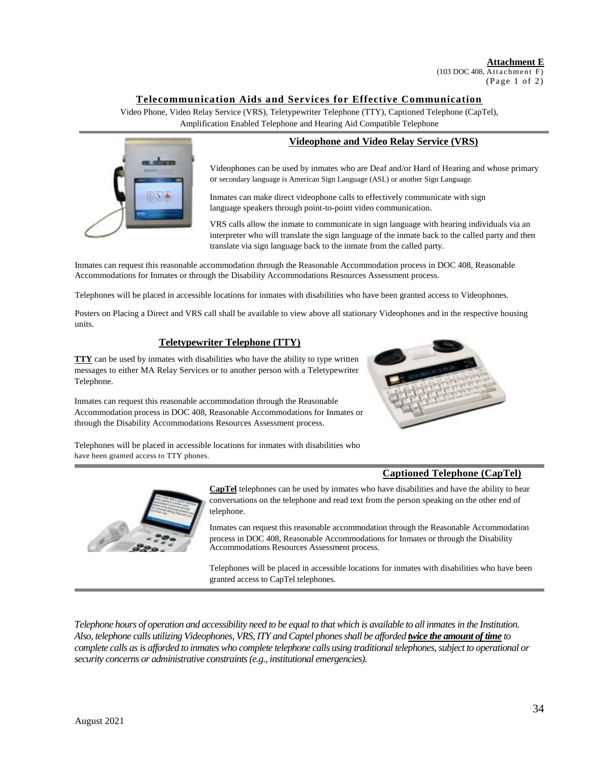**Attachment E**
(103 DOC 408, Attachment F)
(Page 1 of 2)

## Telecommunication Aids and Services for Effective Communication

Video Phone, Video Relay Service (VRS), Teletypewriter Telephone (TTY), Captioned Telephone (CapTel), Amplification Enabled Telephone and Hearing Aid Compatible Telephone

### Videophone and Video Relay Service (VRS)

Videophones can be used by inmates who are Deaf and/or Hard of Hearing and whose primary or secondary language is American Sign Language (ASL) or another Sign Language.

Inmates can make direct videophone calls to effectively communicate with sign language speakers through point-to-point video communication.

VRS calls allow the inmate to communicate in sign language with hearing individuals via an interpreter who will translate the sign language of the inmate back to the called party and then translate via sign language back to the inmate from the called party.

Inmates can request this reasonable accommodation through the Reasonable Accommodation process in DOC 408, Reasonable Accommodations for Inmates or through the Disability Accommodations Resources Assessment process.

Telephones will be placed in accessible locations for inmates with disabilities who have been granted access to Videophones.

Posters on Placing a Direct and VRS call shall be available to view above all stationary Videophones and in the respective housing units.

### Teletypewriter Telephone (TTY)

**TTY** can be used by inmates with disabilities who have the ability to type written messages to either MA Relay Services or to another person with a Teletypewriter Telephone.

Inmates can request this reasonable accommodation through the Reasonable Accommodation process in DOC 408, Reasonable Accommodations for Inmates or through the Disability Accommodations Resources Assessment process.

Telephones will be placed in accessible locations for inmates with disabilities who have been granted access to TTY phones.

### Captioned Telephone (CapTel)

**CapTel** telephones can be used by inmates who have disabilities and have the ability to hear conversations on the telephone and read text from the person speaking on the other end of telephone.

Inmates can request this reasonable accommodation through the Reasonable Accommodation process in DOC 408, Reasonable Accommodations for Inmates or through the Disability Accommodations Resources Assessment process.

Telephones will be placed in accessible locations for inmates with disabilities who have been granted access to CapTel telephones.

*Telephone hours of operation and accessibility need to be equal to that which is available to all inmates in the Institution. Also, telephone calls utilizing Videophones, VRS, ITY and Captel phones shall be afforded* ***twice the amount of time*** *to complete calls as is afforded to inmates who complete telephone calls using traditional telephones, subject to operational or security concerns or administrative constraints (e.g., institutional emergencies).*

August 2021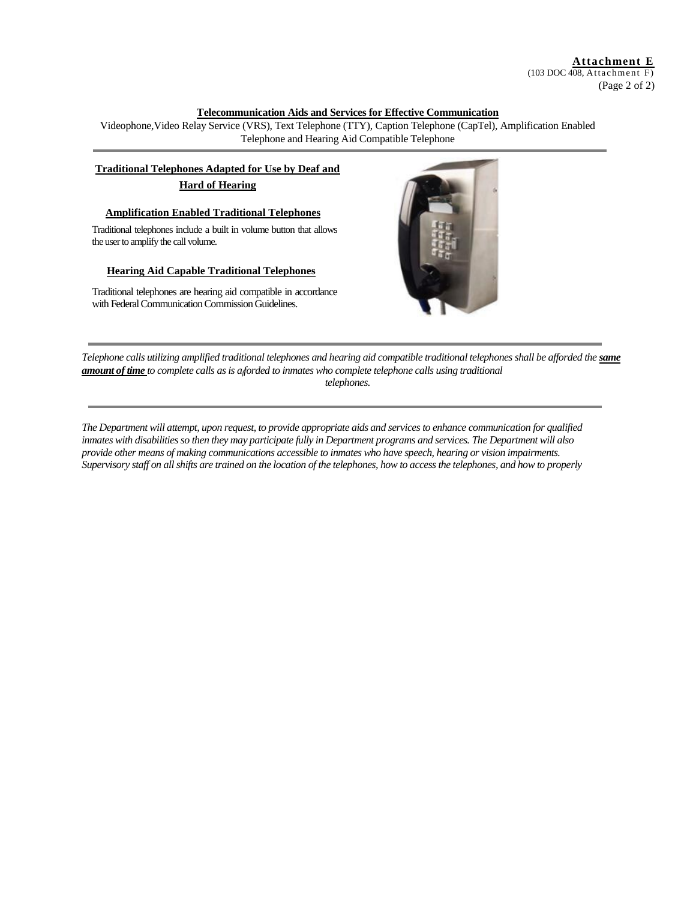**Attachment E**
(103 DOC 408, Attachment F)
(Page 2 of 2)

**Telecommunication Aids and Services for Effective Communication**

Videophone,Video Relay Service (VRS), Text Telephone (TTY), Caption Telephone (CapTel), Amplification Enabled Telephone and Hearing Aid Compatible Telephone

---

## Traditional Telephones Adapted for Use by Deaf and Hard of Hearing

### Amplification Enabled Traditional Telephones

Traditional telephones include a built in volume button that allows the user to amplify the call volume.

### Hearing Aid Capable Traditional Telephones

Traditional telephones are hearing aid compatible in accordance with Federal Communication Commission Guidelines.

---

*Telephone calls utilizing amplified traditional telephones and hearing aid compatible traditional telephones shall be afforded the* ***same amount of time*** *to complete calls as is afforded to inmates who complete telephone calls using traditional telephones.*

---

*The Department will attempt, upon request, to provide appropriate aids and services to enhance communication for qualified inmates with disabilities so then they may participate fully in Department programs and services. The Department will also provide other means of making communications accessible to inmates who have speech, hearing or vision impairments. Supervisory staff on all shifts are trained on the location of the telephones, how to access the telephones, and how to properly*